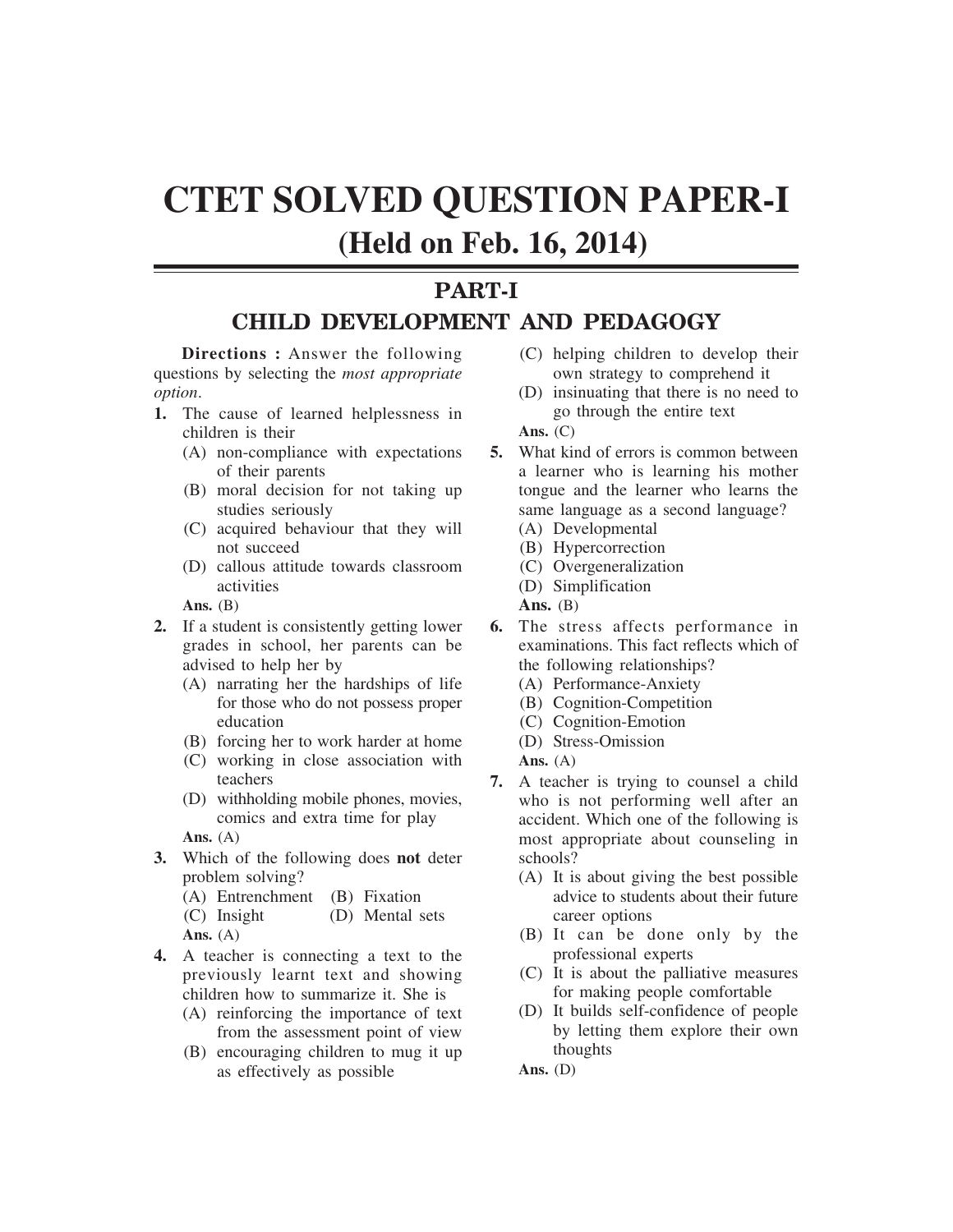# CTET SOLVED QUESTION PAPER-I

## (Held on Feb. 16, 2014)

## PART-I

## CHILD DEVELOPMENT AND PEDAGOGY

**Directions :** Answer the following questions by selecting the *most appropriate option*.

**1.** The cause of learned helplessness in children is their

(A) non-compliance with expectations of their parents
(B) moral decision for not taking up studies seriously
(C) acquired behaviour that they will not succeed
(D) callous attitude towards classroom activities

**Ans.** (B)

**2.** If a student is consistently getting lower grades in school, her parents can be advised to help her by

(A) narrating her the hardships of life for those who do not possess proper education
(B) forcing her to work harder at home
(C) working in close association with teachers
(D) withholding mobile phones, movies, comics and extra time for play

**Ans.** (A)

**3.** Which of the following does **not** deter problem solving?

(A) Entrenchment (B) Fixation
(C) Insight (D) Mental sets

**Ans.** (A)

**4.** A teacher is connecting a text to the previously learnt text and showing children how to summarize it. She is

(A) reinforcing the importance of text from the assessment point of view
(B) encouraging children to mug it up as effectively as possible
(C) helping children to develop their own strategy to comprehend it
(D) insinuating that there is no need to go through the entire text

**Ans.** (C)

**5.** What kind of errors is common between a learner who is learning his mother tongue and the learner who learns the same language as a second language?

(A) Developmental
(B) Hypercorrection
(C) Overgeneralization
(D) Simplification

**Ans.** (B)

**6.** The stress affects performance in examinations. This fact reflects which of the following relationships?

(A) Performance-Anxiety
(B) Cognition-Competition
(C) Cognition-Emotion
(D) Stress-Omission

**Ans.** (A)

**7.** A teacher is trying to counsel a child who is not performing well after an accident. Which one of the following is most appropriate about counseling in schools?

(A) It is about giving the best possible advice to students about their future career options
(B) It can be done only by the professional experts
(C) It is about the palliative measures for making people comfortable
(D) It builds self-confidence of people by letting them explore their own thoughts

**Ans.** (D)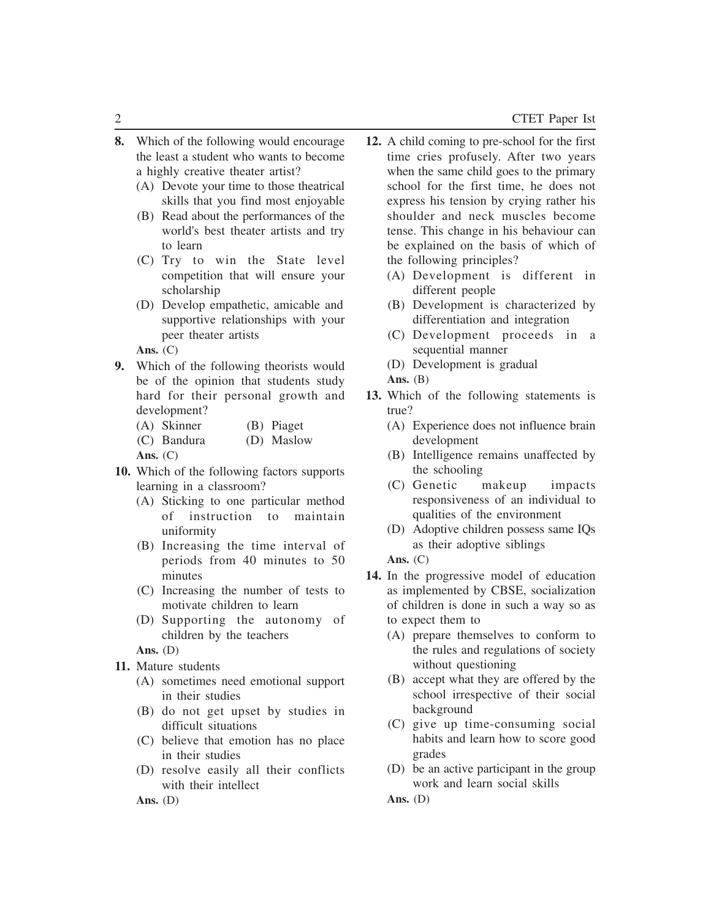**8.** Which of the following would encourage the least a student who wants to become a highly creative theater artist?

(A) Devote your time to those theatrical skills that you find most enjoyable
(B) Read about the performances of the world's best theater artists and try to learn
(C) Try to win the State level competition that will ensure your scholarship
(D) Develop empathetic, amicable and supportive relationships with your peer theater artists

**Ans.** (C)

**9.** Which of the following theorists would be of the opinion that students study hard for their personal growth and development?

(A) Skinner (B) Piaget
(C) Bandura (D) Maslow

**Ans.** (C)

**10.** Which of the following factors supports learning in a classroom?

(A) Sticking to one particular method of instruction to maintain uniformity
(B) Increasing the time interval of periods from 40 minutes to 50 minutes
(C) Increasing the number of tests to motivate children to learn
(D) Supporting the autonomy of children by the teachers

**Ans.** (D)

**11.** Mature students

(A) sometimes need emotional support in their studies
(B) do not get upset by studies in difficult situations
(C) believe that emotion has no place in their studies
(D) resolve easily all their conflicts with their intellect

**Ans.** (D)

**12.** A child coming to pre-school for the first time cries profusely. After two years when the same child goes to the primary school for the first time, he does not express his tension by crying rather his shoulder and neck muscles become tense. This change in his behaviour can be explained on the basis of which of the following principles?

(A) Development is different in different people
(B) Development is characterized by differentiation and integration
(C) Development proceeds in a sequential manner
(D) Development is gradual

**Ans.** (B)

**13.** Which of the following statements is true?

(A) Experience does not influence brain development
(B) Intelligence remains unaffected by the schooling
(C) Genetic makeup impacts responsiveness of an individual to qualities of the environment
(D) Adoptive children possess same IQs as their adoptive siblings

**Ans.** (C)

**14.** In the progressive model of education as implemented by CBSE, socialization of children is done in such a way so as to expect them to

(A) prepare themselves to conform to the rules and regulations of society without questioning
(B) accept what they are offered by the school irrespective of their social background
(C) give up time-consuming social habits and learn how to score good grades
(D) be an active participant in the group work and learn social skills

**Ans.** (D)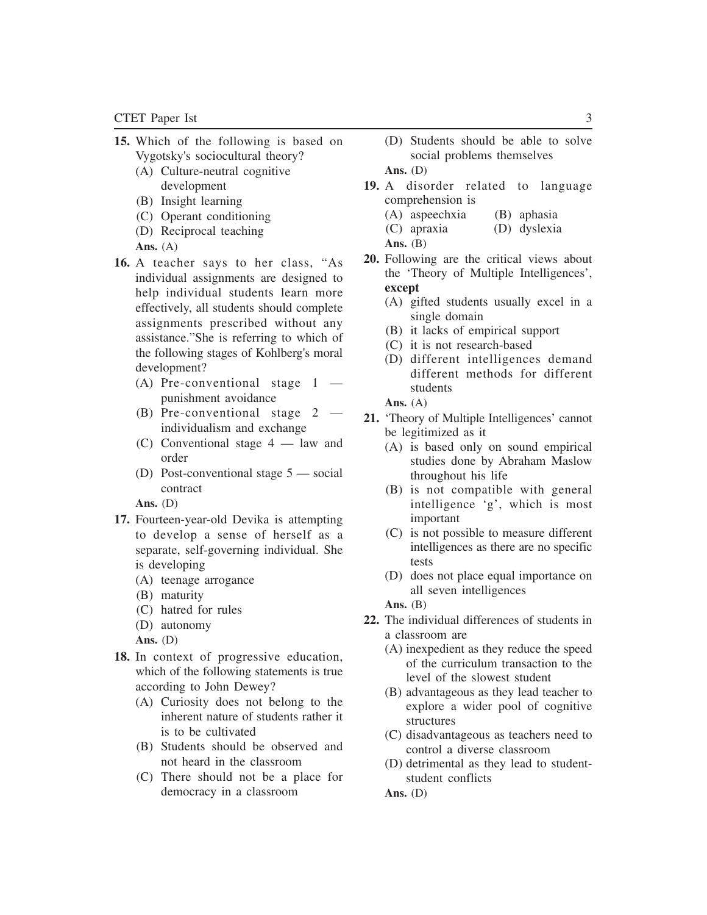**15.** Which of the following is based on Vygotsky's sociocultural theory?

(A) Culture-neutral cognitive development
(B) Insight learning
(C) Operant conditioning
(D) Reciprocal teaching

**Ans.** (A)

**16.** A teacher says to her class, "As individual assignments are designed to help individual students learn more effectively, all students should complete assignments prescribed without any assistance."She is referring to which of the following stages of Kohlberg's moral development?

(A) Pre-conventional stage 1 — punishment avoidance
(B) Pre-conventional stage 2 — individualism and exchange
(C) Conventional stage 4 — law and order
(D) Post-conventional stage 5 — social contract

**Ans.** (D)

**17.** Fourteen-year-old Devika is attempting to develop a sense of herself as a separate, self-governing individual. She is developing

(A) teenage arrogance
(B) maturity
(C) hatred for rules
(D) autonomy

**Ans.** (D)

**18.** In context of progressive education, which of the following statements is true according to John Dewey?

(A) Curiosity does not belong to the inherent nature of students rather it is to be cultivated
(B) Students should be observed and not heard in the classroom
(C) There should not be a place for democracy in a classroom
(D) Students should be able to solve social problems themselves

**Ans.** (D)

**19.** A disorder related to language comprehension is

(A) aspeechxia
(B) aphasia
(C) apraxia
(D) dyslexia

**Ans.** (B)

**20.** Following are the critical views about the 'Theory of Multiple Intelligences', **except**

(A) gifted students usually excel in a single domain
(B) it lacks of empirical support
(C) it is not research-based
(D) different intelligences demand different methods for different students

**Ans.** (A)

**21.** 'Theory of Multiple Intelligences' cannot be legitimized as it

(A) is based only on sound empirical studies done by Abraham Maslow throughout his life
(B) is not compatible with general intelligence 'g', which is most important
(C) is not possible to measure different intelligences as there are no specific tests
(D) does not place equal importance on all seven intelligences

**Ans.** (B)

**22.** The individual differences of students in a classroom are

(A) inexpedient as they reduce the speed of the curriculum transaction to the level of the slowest student
(B) advantageous as they lead teacher to explore a wider pool of cognitive structures
(C) disadvantageous as teachers need to control a diverse classroom
(D) detrimental as they lead to student-student conflicts

**Ans.** (D)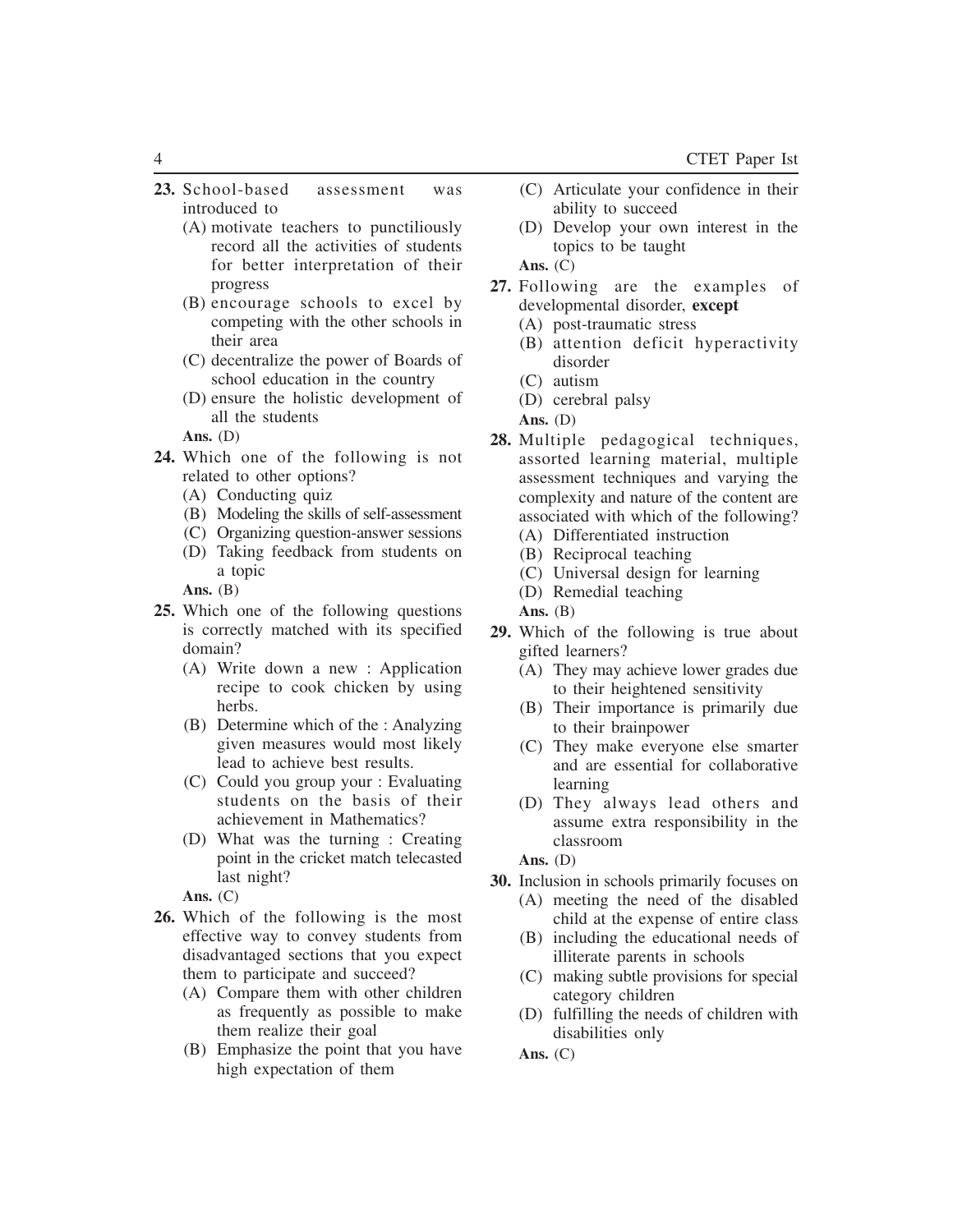**23.** School-based assessment was introduced to

(A) motivate teachers to punctiliously record all the activities of students for better interpretation of their progress

(B) encourage schools to excel by competing with the other schools in their area

(C) decentralize the power of Boards of school education in the country

(D) ensure the holistic development of all the students

**Ans.** (D)

**24.** Which one of the following is not related to other options?

(A) Conducting quiz

(B) Modeling the skills of self-assessment

(C) Organizing question-answer sessions

(D) Taking feedback from students on a topic

**Ans.** (B)

**25.** Which one of the following questions is correctly matched with its specified domain?

(A) Write down a new : Application recipe to cook chicken by using herbs.

(B) Determine which of the : Analyzing given measures would most likely lead to achieve best results.

(C) Could you group your : Evaluating students on the basis of their achievement in Mathematics?

(D) What was the turning : Creating point in the cricket match telecasted last night?

**Ans.** (C)

**26.** Which of the following is the most effective way to convey students from disadvantaged sections that you expect them to participate and succeed?

(A) Compare them with other children as frequently as possible to make them realize their goal

(B) Emphasize the point that you have high expectation of them

(C) Articulate your confidence in their ability to succeed

(D) Develop your own interest in the topics to be taught

**Ans.** (C)

**27.** Following are the examples of developmental disorder, **except**

(A) post-traumatic stress

(B) attention deficit hyperactivity disorder

(C) autism

(D) cerebral palsy

**Ans.** (D)

**28.** Multiple pedagogical techniques, assorted learning material, multiple assessment techniques and varying the complexity and nature of the content are associated with which of the following?

(A) Differentiated instruction

(B) Reciprocal teaching

(C) Universal design for learning

(D) Remedial teaching

**Ans.** (B)

**29.** Which of the following is true about gifted learners?

(A) They may achieve lower grades due to their heightened sensitivity

(B) Their importance is primarily due to their brainpower

(C) They make everyone else smarter and are essential for collaborative learning

(D) They always lead others and assume extra responsibility in the classroom

**Ans.** (D)

**30.** Inclusion in schools primarily focuses on

(A) meeting the need of the disabled child at the expense of entire class

(B) including the educational needs of illiterate parents in schools

(C) making subtle provisions for special category children

(D) fulfilling the needs of children with disabilities only

**Ans.** (C)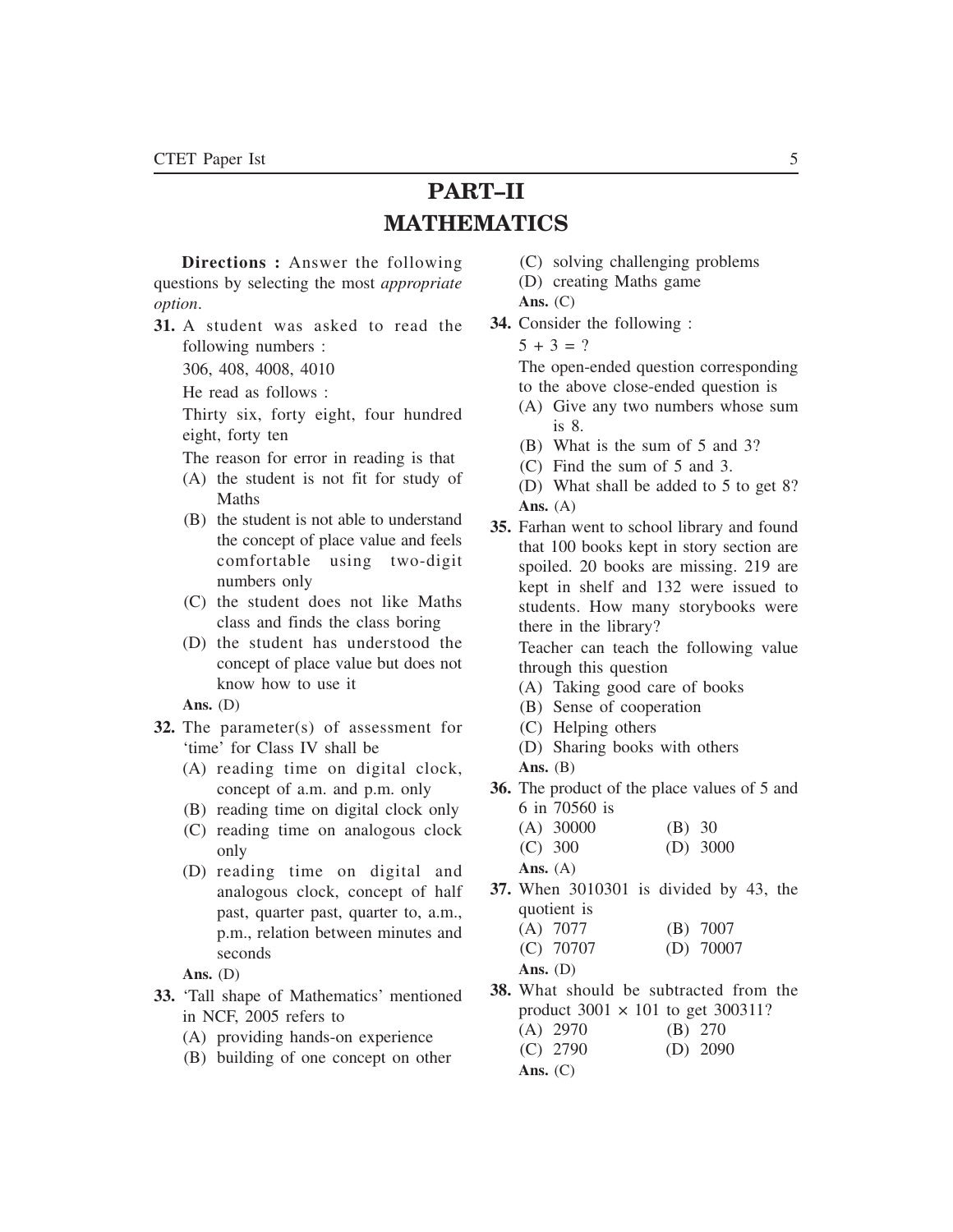# PART–II
# MATHEMATICS

**Directions :** Answer the following questions by selecting the most *appropriate option*.

**31.** A student was asked to read the following numbers :

306, 408, 4008, 4010

He read as follows :

Thirty six, forty eight, four hundred eight, forty ten

The reason for error in reading is that

(A) the student is not fit for study of Maths

(B) the student is not able to understand the concept of place value and feels comfortable using two-digit numbers only

(C) the student does not like Maths class and finds the class boring

(D) the student has understood the concept of place value but does not know how to use it

**Ans.** (D)

**32.** The parameter(s) of assessment for 'time' for Class IV shall be

(A) reading time on digital clock, concept of a.m. and p.m. only

(B) reading time on digital clock only

(C) reading time on analogous clock only

(D) reading time on digital and analogous clock, concept of half past, quarter past, quarter to, a.m., p.m., relation between minutes and seconds

**Ans.** (D)

**33.** 'Tall shape of Mathematics' mentioned in NCF, 2005 refers to

(A) providing hands-on experience

(B) building of one concept on other

(C) solving challenging problems

(D) creating Maths game

**Ans.** (C)

**34.** Consider the following :

$5 + 3 = ?$

The open-ended question corresponding to the above close-ended question is

(A) Give any two numbers whose sum is 8.

(B) What is the sum of 5 and 3?

(C) Find the sum of 5 and 3.

(D) What shall be added to 5 to get 8?

**Ans.** (A)

**35.** Farhan went to school library and found that 100 books kept in story section are spoiled. 20 books are missing. 219 are kept in shelf and 132 were issued to students. How many storybooks were there in the library?

Teacher can teach the following value through this question

(A) Taking good care of books

(B) Sense of cooperation

(C) Helping others

(D) Sharing books with others

**Ans.** (B)

**36.** The product of the place values of 5 and 6 in 70560 is

(A) 30000 (B) 30

(C) 300 (D) 3000

**Ans.** (A)

**37.** When 3010301 is divided by 43, the quotient is

(A) 7077 (B) 7007

(C) 70707 (D) 70007

**Ans.** (D)

**38.** What should be subtracted from the product $3001 \times 101$ to get 300311?

(A) 2970 (B) 270

(C) 2790 (D) 2090

**Ans.** (C)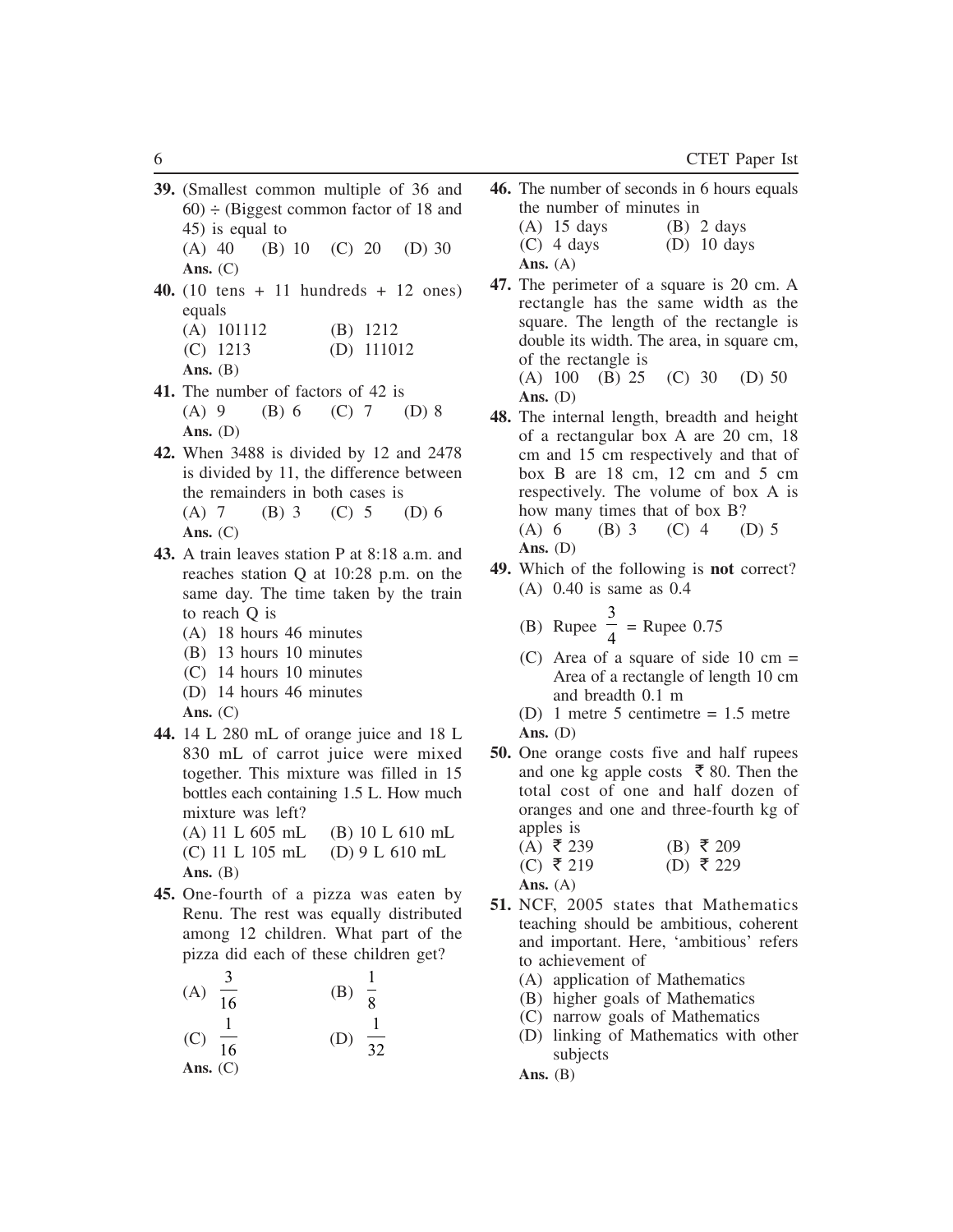**39.** (Smallest common multiple of 36 and 60) $\div$ (Biggest common factor of 18 and 45) is equal to

(A) 40 (B) 10 (C) 20 (D) 30

**Ans.** (C)

**40.** (10 tens + 11 hundreds + 12 ones) equals

(A) 101112 (B) 1212
(C) 1213 (D) 111012

**Ans.** (B)

**41.** The number of factors of 42 is

(A) 9 (B) 6 (C) 7 (D) 8

**Ans.** (D)

**42.** When 3488 is divided by 12 and 2478 is divided by 11, the difference between the remainders in both cases is

(A) 7 (B) 3 (C) 5 (D) 6

**Ans.** (C)

**43.** A train leaves station P at 8:18 a.m. and reaches station Q at 10:28 p.m. on the same day. The time taken by the train to reach Q is

(A) 18 hours 46 minutes
(B) 13 hours 10 minutes
(C) 14 hours 10 minutes
(D) 14 hours 46 minutes

**Ans.** (C)

**44.** 14 L 280 mL of orange juice and 18 L 830 mL of carrot juice were mixed together. This mixture was filled in 15 bottles each containing 1.5 L. How much mixture was left?

(A) 11 L 605 mL (B) 10 L 610 mL
(C) 11 L 105 mL (D) 9 L 610 mL

**Ans.** (B)

**45.** One-fourth of a pizza was eaten by Renu. The rest was equally distributed among 12 children. What part of the pizza did each of these children get?

(A) $\frac{3}{16}$ (B) $\frac{1}{8}$
(C) $\frac{1}{16}$ (D) $\frac{1}{32}$

**Ans.** (C)

**46.** The number of seconds in 6 hours equals the number of minutes in

(A) 15 days (B) 2 days
(C) 4 days (D) 10 days

**Ans.** (A)

**47.** The perimeter of a square is 20 cm. A rectangle has the same width as the square. The length of the rectangle is double its width. The area, in square cm, of the rectangle is

(A) 100 (B) 25 (C) 30 (D) 50

**Ans.** (D)

**48.** The internal length, breadth and height of a rectangular box A are 20 cm, 18 cm and 15 cm respectively and that of box B are 18 cm, 12 cm and 5 cm respectively. The volume of box A is how many times that of box B?

(A) 6 (B) 3 (C) 4 (D) 5

**Ans.** (D)

**49.** Which of the following is **not** correct?

(A) 0.40 is same as 0.4
(B) Rupee $\frac{3}{4}$ = Rupee 0.75
(C) Area of a square of side 10 cm = Area of a rectangle of length 10 cm and breadth 0.1 m
(D) 1 metre 5 centimetre = 1.5 metre

**Ans.** (D)

**50.** One orange costs five and half rupees and one kg apple costs ₹ 80. Then the total cost of one and half dozen of oranges and one and three-fourth kg of apples is

(A) ₹ 239 (B) ₹ 209
(C) ₹ 219 (D) ₹ 229

**Ans.** (A)

**51.** NCF, 2005 states that Mathematics teaching should be ambitious, coherent and important. Here, 'ambitious' refers to achievement of

(A) application of Mathematics
(B) higher goals of Mathematics
(C) narrow goals of Mathematics
(D) linking of Mathematics with other subjects

**Ans.** (B)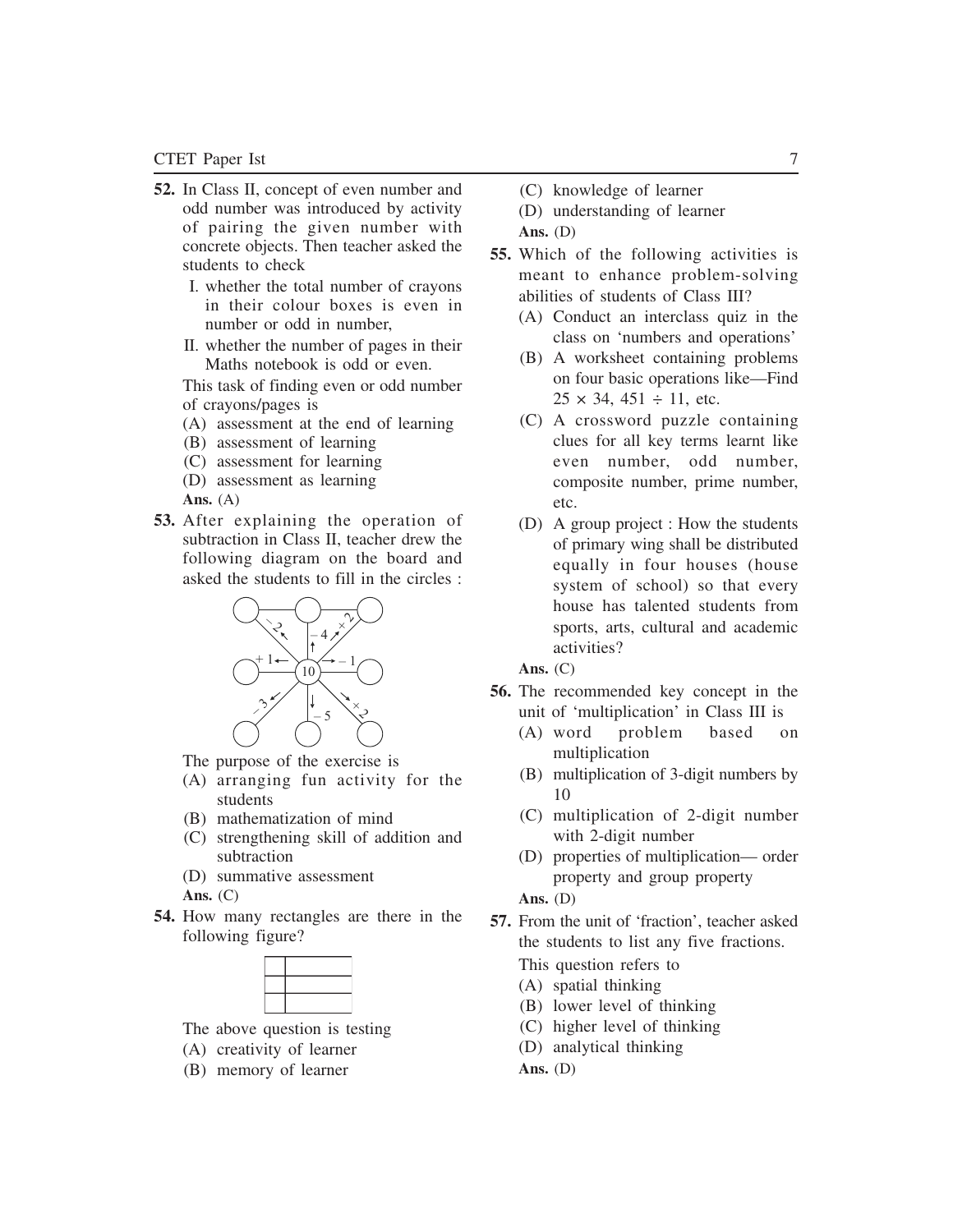**52.** In Class II, concept of even number and odd number was introduced by activity of pairing the given number with concrete objects. Then teacher asked the students to check

I. whether the total number of crayons in their colour boxes is even in number or odd in number,

II. whether the number of pages in their Maths notebook is odd or even.

This task of finding even or odd number of crayons/pages is

(A) assessment at the end of learning
(B) assessment of learning
(C) assessment for learning
(D) assessment as learning

**Ans.** (A)

**53.** After explaining the operation of subtraction in Class II, teacher drew the following diagram on the board and asked the students to fill in the circles :

The purpose of the exercise is

(A) arranging fun activity for the students
(B) mathematization of mind
(C) strengthening skill of addition and subtraction
(D) summative assessment

**Ans.** (C)

**54.** How many rectangles are there in the following figure?

The above question is testing

(A) creativity of learner
(B) memory of learner
(C) knowledge of learner
(D) understanding of learner

**Ans.** (D)

**55.** Which of the following activities is meant to enhance problem-solving abilities of students of Class III?

(A) Conduct an interclass quiz in the class on 'numbers and operations'
(B) A worksheet containing problems on four basic operations like—Find $25 \times 34$, $451 \div 11$, etc.
(C) A crossword puzzle containing clues for all key terms learnt like even number, odd number, composite number, prime number, etc.
(D) A group project : How the students of primary wing shall be distributed equally in four houses (house system of school) so that every house has talented students from sports, arts, cultural and academic activities?

**Ans.** (C)

**56.** The recommended key concept in the unit of 'multiplication' in Class III is

(A) word problem based on multiplication
(B) multiplication of 3-digit numbers by 10
(C) multiplication of 2-digit number with 2-digit number
(D) properties of multiplication— order property and group property

**Ans.** (D)

**57.** From the unit of 'fraction', teacher asked the students to list any five fractions.

This question refers to

(A) spatial thinking
(B) lower level of thinking
(C) higher level of thinking
(D) analytical thinking

**Ans.** (D)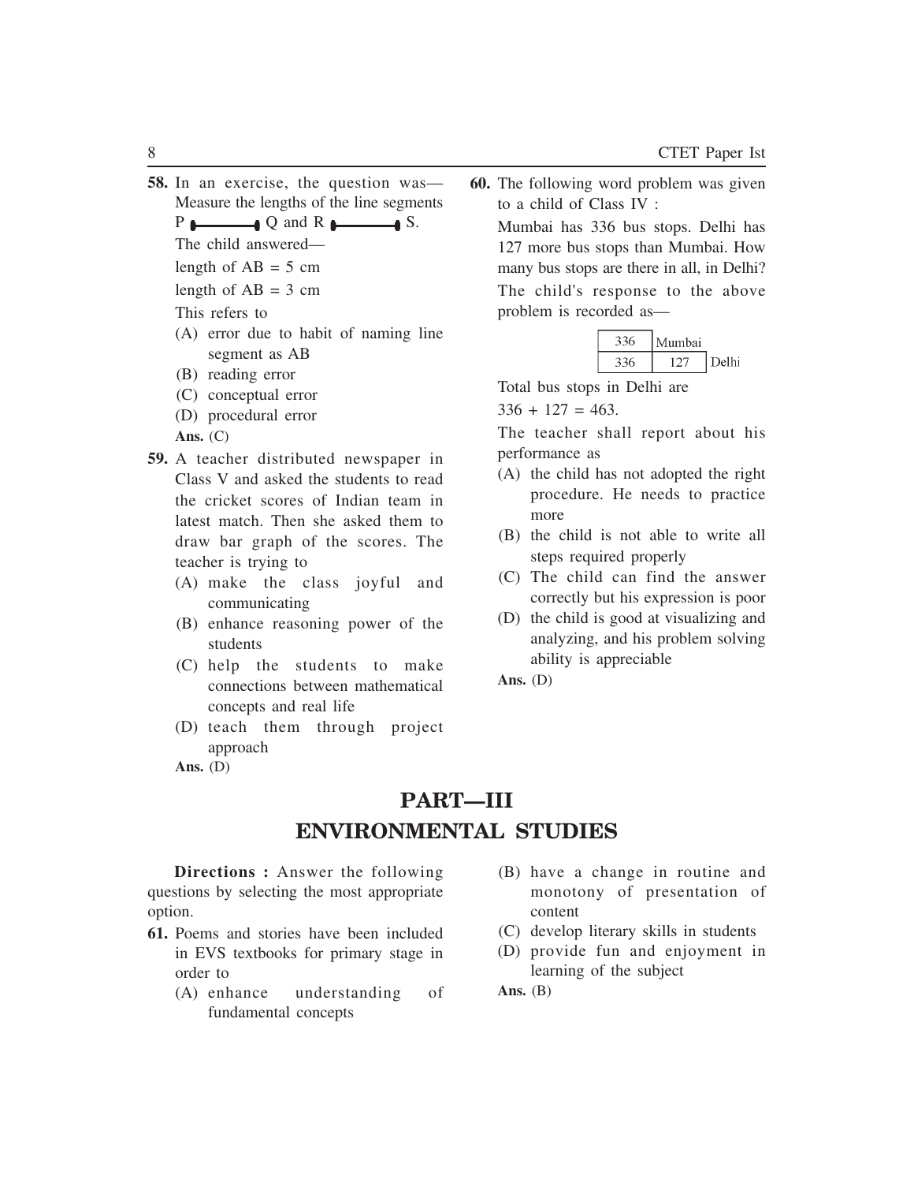**58.** In an exercise, the question was—
Measure the lengths of the line segments
P ———— Q and R ———— S.

The child answered—

length of AB = 5 cm

length of AB = 3 cm

This refers to

(A) error due to habit of naming line segment as AB

(B) reading error

(C) conceptual error

(D) procedural error

**Ans.** (C)

**59.** A teacher distributed newspaper in Class V and asked the students to read the cricket scores of Indian team in latest match. Then she asked them to draw bar graph of the scores. The teacher is trying to

(A) make the class joyful and communicating

(B) enhance reasoning power of the students

(C) help the students to make connections between mathematical concepts and real life

(D) teach them through project approach

**Ans.** (D)

**60.** The following word problem was given to a child of Class IV :

Mumbai has 336 bus stops. Delhi has 127 more bus stops than Mumbai. How many bus stops are there in all, in Delhi?

The child's response to the above problem is recorded as—

| 336 | Mumbai | |
|---|---|---|
| 336 | 127 | Delhi |

Total bus stops in Delhi are

336 + 127 = 463.

The teacher shall report about his performance as

(A) the child has not adopted the right procedure. He needs to practice more

(B) the child is not able to write all steps required properly

(C) The child can find the answer correctly but his expression is poor

(D) the child is good at visualizing and analyzing, and his problem solving ability is appreciable

**Ans.** (D)

## PART—III
## ENVIRONMENTAL STUDIES

**Directions :** Answer the following questions by selecting the most appropriate option.

**61.** Poems and stories have been included in EVS textbooks for primary stage in order to

(A) enhance understanding of fundamental concepts

(B) have a change in routine and monotony of presentation of content

(C) develop literary skills in students

(D) provide fun and enjoyment in learning of the subject

**Ans.** (B)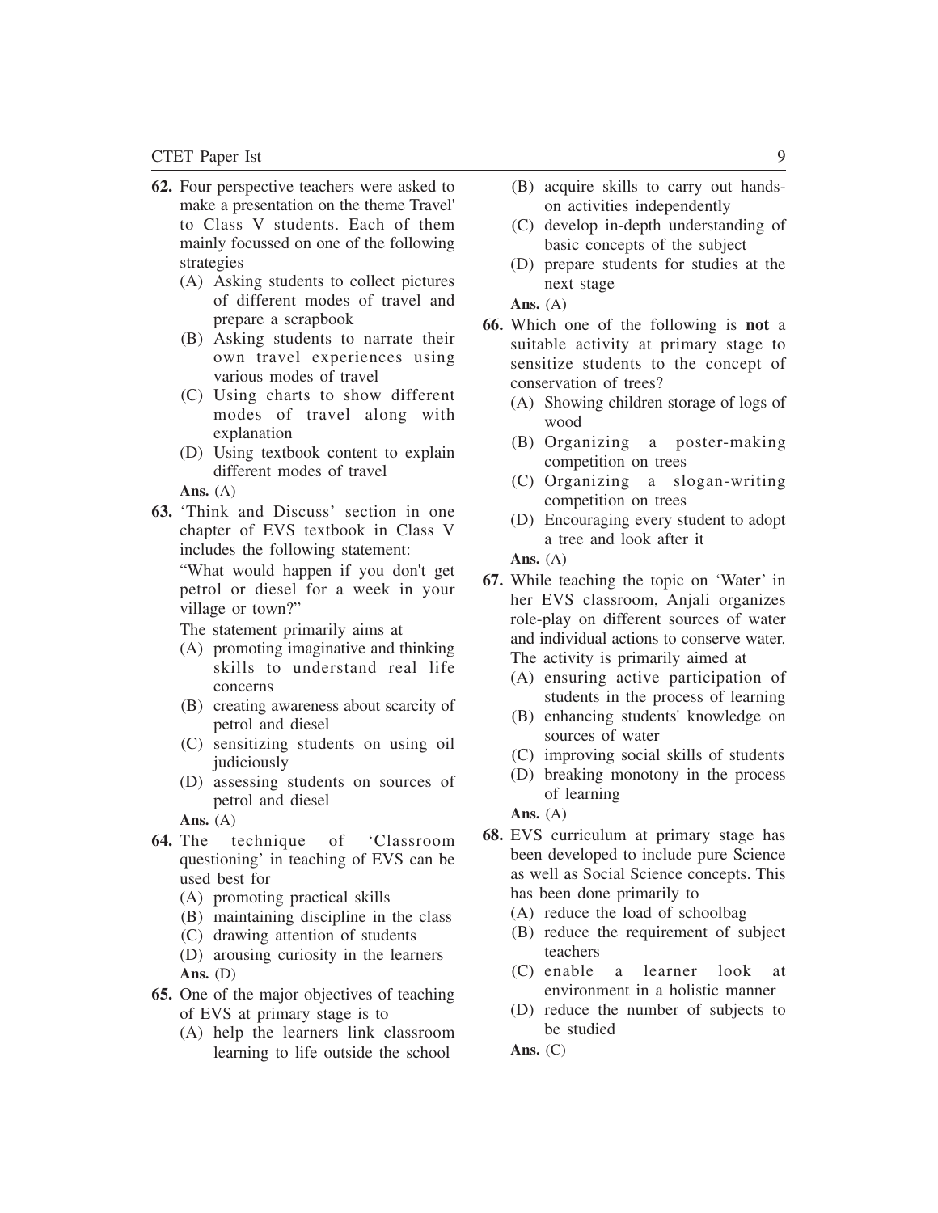**62.** Four perspective teachers were asked to make a presentation on the theme Travel' to Class V students. Each of them mainly focussed on one of the following strategies

(A) Asking students to collect pictures of different modes of travel and prepare a scrapbook
(B) Asking students to narrate their own travel experiences using various modes of travel
(C) Using charts to show different modes of travel along with explanation
(D) Using textbook content to explain different modes of travel

**Ans.** (A)

**63.** 'Think and Discuss' section in one chapter of EVS textbook in Class V includes the following statement:

"What would happen if you don't get petrol or diesel for a week in your village or town?"

The statement primarily aims at

(A) promoting imaginative and thinking skills to understand real life concerns
(B) creating awareness about scarcity of petrol and diesel
(C) sensitizing students on using oil judiciously
(D) assessing students on sources of petrol and diesel

**Ans.** (A)

**64.** The technique of 'Classroom questioning' in teaching of EVS can be used best for

(A) promoting practical skills
(B) maintaining discipline in the class
(C) drawing attention of students
(D) arousing curiosity in the learners

**Ans.** (D)

**65.** One of the major objectives of teaching of EVS at primary stage is to

(A) help the learners link classroom learning to life outside the school
(B) acquire skills to carry out hands-on activities independently
(C) develop in-depth understanding of basic concepts of the subject
(D) prepare students for studies at the next stage

**Ans.** (A)

**66.** Which one of the following is **not** a suitable activity at primary stage to sensitize students to the concept of conservation of trees?

(A) Showing children storage of logs of wood
(B) Organizing a poster-making competition on trees
(C) Organizing a slogan-writing competition on trees
(D) Encouraging every student to adopt a tree and look after it

**Ans.** (A)

**67.** While teaching the topic on 'Water' in her EVS classroom, Anjali organizes role-play on different sources of water and individual actions to conserve water. The activity is primarily aimed at

(A) ensuring active participation of students in the process of learning
(B) enhancing students' knowledge on sources of water
(C) improving social skills of students
(D) breaking monotony in the process of learning

**Ans.** (A)

**68.** EVS curriculum at primary stage has been developed to include pure Science as well as Social Science concepts. This has been done primarily to

(A) reduce the load of schoolbag
(B) reduce the requirement of subject teachers
(C) enable a learner look at environment in a holistic manner
(D) reduce the number of subjects to be studied

**Ans.** (C)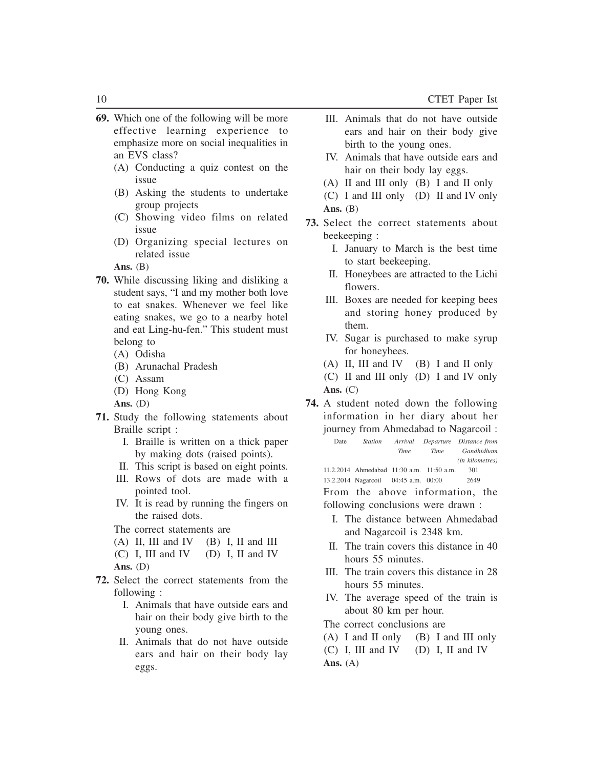**69.** Which one of the following will be more effective learning experience to emphasize more on social inequalities in an EVS class?

(A) Conducting a quiz contest on the issue

(B) Asking the students to undertake group projects

(C) Showing video films on related issue

(D) Organizing special lectures on related issue

**Ans.** (B)

**70.** While discussing liking and disliking a student says, "I and my mother both love to eat snakes. Whenever we feel like eating snakes, we go to a nearby hotel and eat Ling-hu-fen." This student must belong to

(A) Odisha

(B) Arunachal Pradesh

(C) Assam

(D) Hong Kong

**Ans.** (D)

**71.** Study the following statements about Braille script :

I. Braille is written on a thick paper by making dots (raised points).

II. This script is based on eight points.

III. Rows of dots are made with a pointed tool.

IV. It is read by running the fingers on the raised dots.

The correct statements are

(A) II, III and IV (B) I, II and III

(C) I, III and IV (D) I, II and IV

**Ans.** (D)

**72.** Select the correct statements from the following :

I. Animals that have outside ears and hair on their body give birth to the young ones.

II. Animals that do not have outside ears and hair on their body lay eggs.

III. Animals that do not have outside ears and hair on their body give birth to the young ones.

IV. Animals that have outside ears and hair on their body lay eggs.

(A) II and III only (B) I and II only

(C) I and III only (D) II and IV only

**Ans.** (B)

**73.** Select the correct statements about beekeeping :

I. January to March is the best time to start beekeeping.

II. Honeybees are attracted to the Lichi flowers.

III. Boxes are needed for keeping bees and storing honey produced by them.

IV. Sugar is purchased to make syrup for honeybees.

(A) II, III and IV (B) I and II only

(C) II and III only (D) I and IV only

**Ans.** (C)

**74.** A student noted down the following information in her diary about her journey from Ahmedabad to Nagarcoil :

| Date | *Station* | *Arrival Time* | *Departure Time* | *Distance from Gandhidham (in kilometres)* |
|---|---|---|---|---|
| 11.2.2014 | Ahmedabad | 11:30 a.m. | 11:50 a.m. | 301 |
| 13.2.2014 | Nagarcoil | 04:45 a.m. | 00:00 | 2649 |

From the above information, the following conclusions were drawn :

I. The distance between Ahmedabad and Nagarcoil is 2348 km.

II. The train covers this distance in 40 hours 55 minutes.

III. The train covers this distance in 28 hours 55 minutes.

IV. The average speed of the train is about 80 km per hour.

The correct conclusions are

(A) I and II only (B) I and III only

(C) I, III and IV (D) I, II and IV

**Ans.** (A)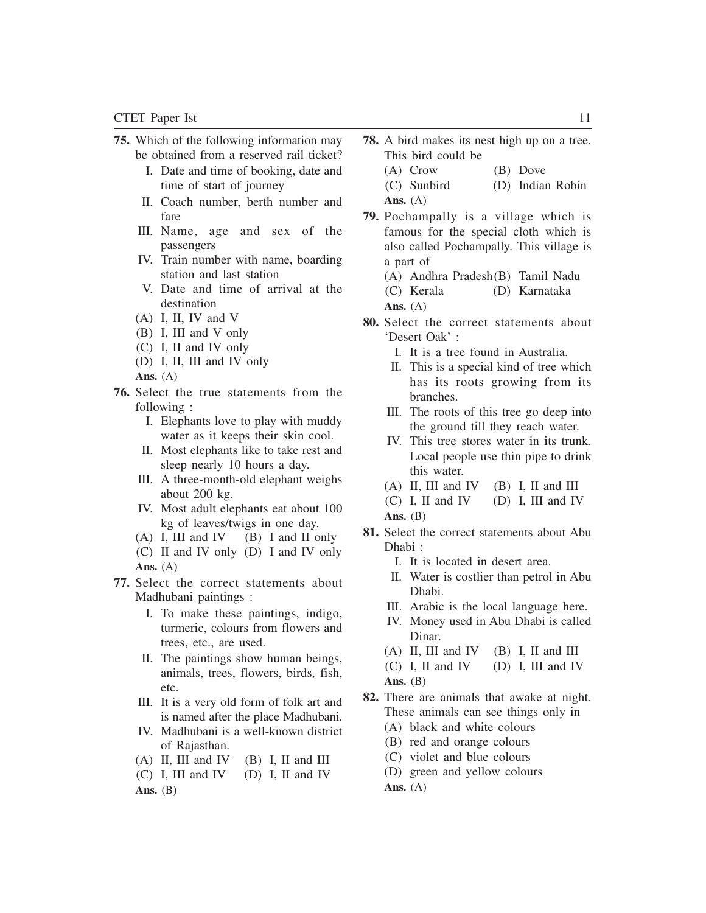**75.** Which of the following information may be obtained from a reserved rail ticket?

I. Date and time of booking, date and time of start of journey

II. Coach number, berth number and fare

III. Name, age and sex of the passengers

IV. Train number with name, boarding station and last station

V. Date and time of arrival at the destination

(A) I, II, IV and V

(B) I, III and V only

(C) I, II and IV only

(D) I, II, III and IV only

**Ans.** (A)

**76.** Select the true statements from the following :

I. Elephants love to play with muddy water as it keeps their skin cool.

II. Most elephants like to take rest and sleep nearly 10 hours a day.

III. A three-month-old elephant weighs about 200 kg.

IV. Most adult elephants eat about 100 kg of leaves/twigs in one day.

(A) I, III and IV (B) I and II only

(C) II and IV only (D) I and IV only

**Ans.** (A)

**77.** Select the correct statements about Madhubani paintings :

I. To make these paintings, indigo, turmeric, colours from flowers and trees, etc., are used.

II. The paintings show human beings, animals, trees, flowers, birds, fish, etc.

III. It is a very old form of folk art and is named after the place Madhubani.

IV. Madhubani is a well-known district of Rajasthan.

(A) II, III and IV (B) I, II and III

(C) I, III and IV (D) I, II and IV

**Ans.** (B)

**78.** A bird makes its nest high up on a tree. This bird could be

(A) Crow (B) Dove

(C) Sunbird (D) Indian Robin

**Ans.** (A)

**79.** Pochampally is a village which is famous for the special cloth which is also called Pochampally. This village is a part of

(A) Andhra Pradesh (B) Tamil Nadu

(C) Kerala (D) Karnataka

**Ans.** (A)

**80.** Select the correct statements about 'Desert Oak' :

I. It is a tree found in Australia.

II. This is a special kind of tree which has its roots growing from its branches.

III. The roots of this tree go deep into the ground till they reach water.

IV. This tree stores water in its trunk. Local people use thin pipe to drink this water.

(A) II, III and IV (B) I, II and III

(C) I, II and IV (D) I, III and IV

**Ans.** (B)

**81.** Select the correct statements about Abu Dhabi :

I. It is located in desert area.

II. Water is costlier than petrol in Abu Dhabi.

III. Arabic is the local language here.

IV. Money used in Abu Dhabi is called Dinar.

(A) II, III and IV (B) I, II and III

(C) I, II and IV (D) I, III and IV

**Ans.** (B)

**82.** There are animals that awake at night. These animals can see things only in

(A) black and white colours

(B) red and orange colours

(C) violet and blue colours

(D) green and yellow colours

**Ans.** (A)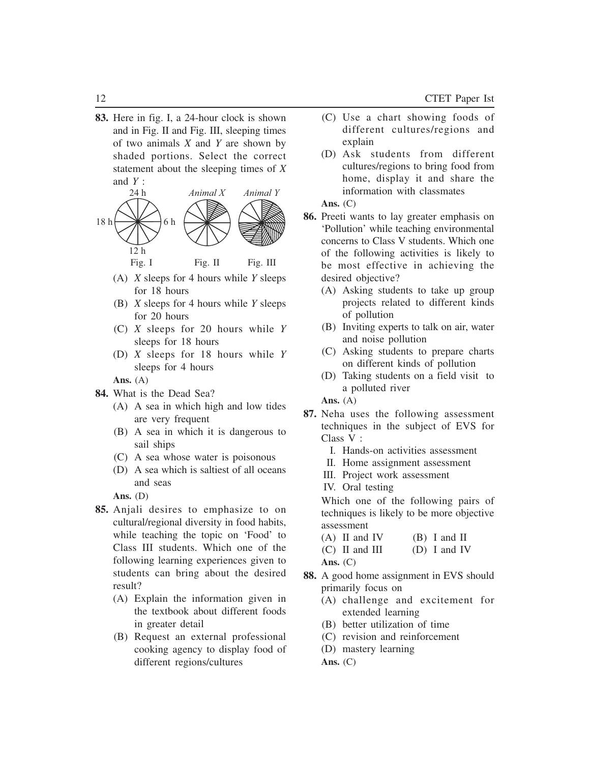**83.** Here in fig. I, a 24-hour clock is shown and in Fig. II and Fig. III, sleeping times of two animals *X* and *Y* are shown by shaded portions. Select the correct statement about the sleeping times of *X* and *Y* :

24 h | *Animal X* | *Animal Y*

18 h — 6 h

12 h

Fig. I | Fig. II | Fig. III

(A) *X* sleeps for 4 hours while *Y* sleeps for 18 hours

(B) *X* sleeps for 4 hours while *Y* sleeps for 20 hours

(C) *X* sleeps for 20 hours while *Y* sleeps for 18 hours

(D) *X* sleeps for 18 hours while *Y* sleeps for 4 hours

**Ans.** (A)

**84.** What is the Dead Sea?

(A) A sea in which high and low tides are very frequent

(B) A sea in which it is dangerous to sail ships

(C) A sea whose water is poisonous

(D) A sea which is saltiest of all oceans and seas

**Ans.** (D)

**85.** Anjali desires to emphasize to on cultural/regional diversity in food habits, while teaching the topic on 'Food' to Class III students. Which one of the following learning experiences given to students can bring about the desired result?

(A) Explain the information given in the textbook about different foods in greater detail

(B) Request an external professional cooking agency to display food of different regions/cultures

(C) Use a chart showing foods of different cultures/regions and explain

(D) Ask students from different cultures/regions to bring food from home, display it and share the information with classmates

**Ans.** (C)

**86.** Preeti wants to lay greater emphasis on 'Pollution' while teaching environmental concerns to Class V students. Which one of the following activities is likely to be most effective in achieving the desired objective?

(A) Asking students to take up group projects related to different kinds of pollution

(B) Inviting experts to talk on air, water and noise pollution

(C) Asking students to prepare charts on different kinds of pollution

(D) Taking students on a field visit to a polluted river

**Ans.** (A)

**87.** Neha uses the following assessment techniques in the subject of EVS for Class V :

I. Hands-on activities assessment

II. Home assignment assessment

III. Project work assessment

IV. Oral testing

Which one of the following pairs of techniques is likely to be more objective assessment

(A) II and IV (B) I and II

(C) II and III (D) I and IV

**Ans.** (C)

**88.** A good home assignment in EVS should primarily focus on

(A) challenge and excitement for extended learning

(B) better utilization of time

(C) revision and reinforcement

(D) mastery learning

**Ans.** (C)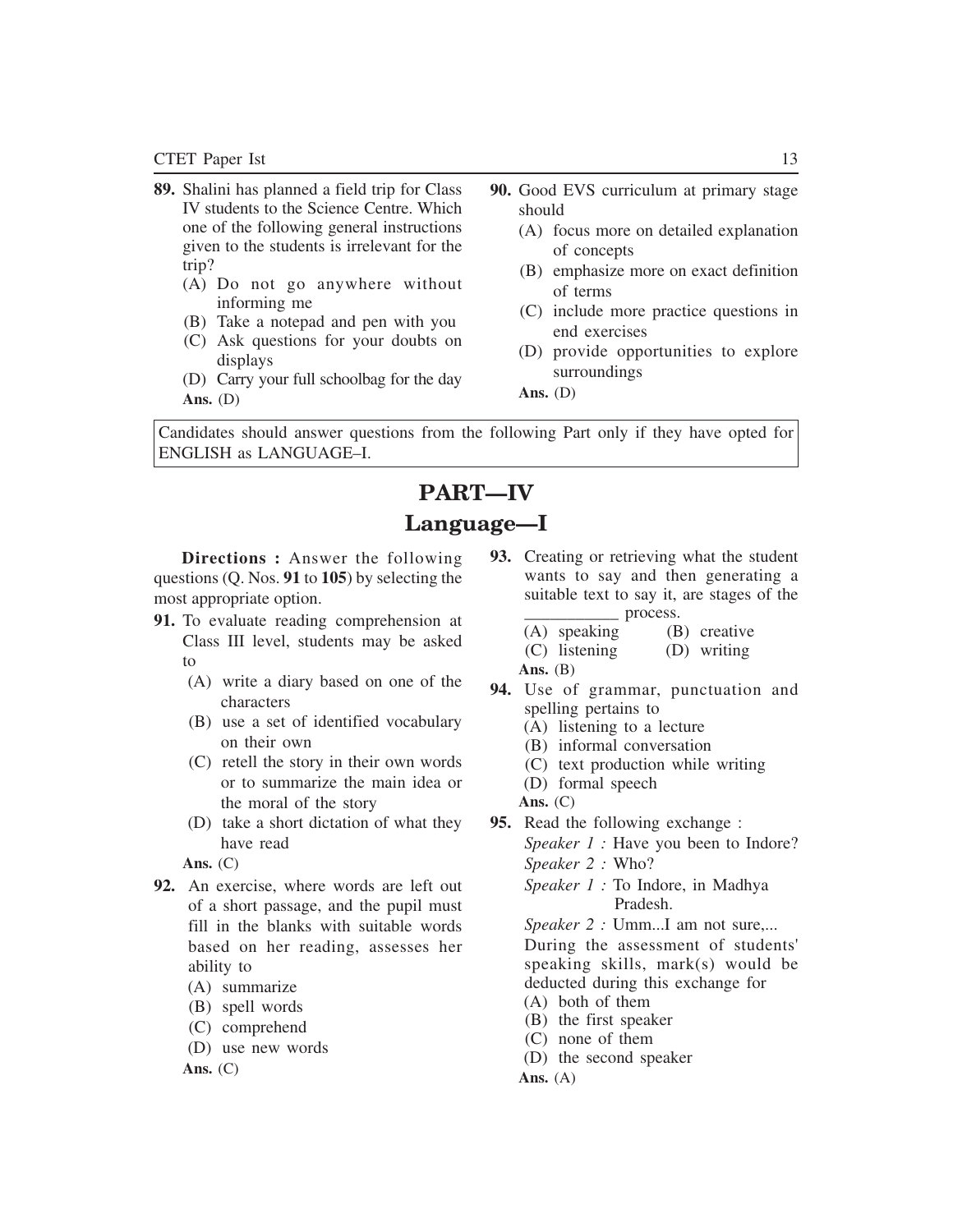**89.** Shalini has planned a field trip for Class IV students to the Science Centre. Which one of the following general instructions given to the students is irrelevant for the trip?

(A) Do not go anywhere without informing me

(B) Take a notepad and pen with you

(C) Ask questions for your doubts on displays

(D) Carry your full schoolbag for the day

**Ans.** (D)

**90.** Good EVS curriculum at primary stage should

(A) focus more on detailed explanation of concepts

(B) emphasize more on exact definition of terms

(C) include more practice questions in end exercises

(D) provide opportunities to explore surroundings

**Ans.** (D)

Candidates should answer questions from the following Part only if they have opted for ENGLISH as LANGUAGE–I.

# PART—IV

## Language—I

**Directions :** Answer the following questions (Q. Nos. **91** to **105**) by selecting the most appropriate option.

**91.** To evaluate reading comprehension at Class III level, students may be asked to

(A) write a diary based on one of the characters

(B) use a set of identified vocabulary on their own

(C) retell the story in their own words or to summarize the main idea or the moral of the story

(D) take a short dictation of what they have read

**Ans.** (C)

**92.** An exercise, where words are left out of a short passage, and the pupil must fill in the blanks with suitable words based on her reading, assesses her ability to

(A) summarize

(B) spell words

(C) comprehend

(D) use new words

**Ans.** (C)

**93.** Creating or retrieving what the student wants to say and then generating a suitable text to say it, are stages of the ___________ process.

(A) speaking (B) creative

(C) listening (D) writing

**Ans.** (B)

**94.** Use of grammar, punctuation and spelling pertains to

(A) listening to a lecture

(B) informal conversation

(C) text production while writing

(D) formal speech

**Ans.** (C)

**95.** Read the following exchange :

*Speaker 1 :* Have you been to Indore?

*Speaker 2 :* Who?

*Speaker 1 :* To Indore, in Madhya Pradesh.

*Speaker 2 :* Umm...I am not sure,...

During the assessment of students' speaking skills, mark(s) would be deducted during this exchange for

(A) both of them

(B) the first speaker

(C) none of them

(D) the second speaker

**Ans.** (A)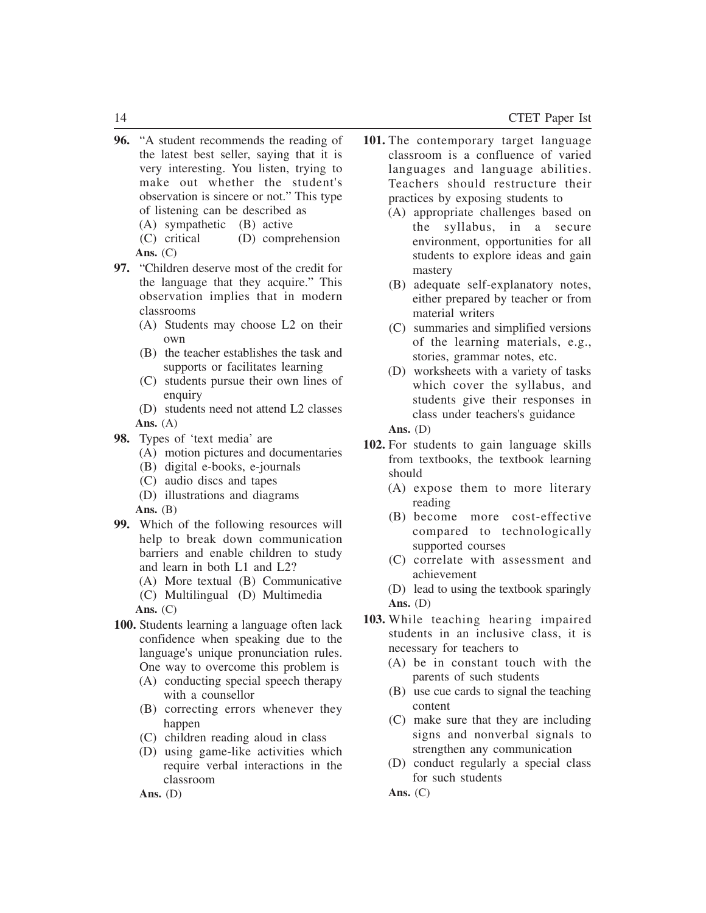**96.** "A student recommends the reading of the latest best seller, saying that it is very interesting. You listen, trying to make out whether the student's observation is sincere or not." This type of listening can be described as

(A) sympathetic (B) active

(C) critical (D) comprehension

**Ans.** (C)

**97.** "Children deserve most of the credit for the language that they acquire." This observation implies that in modern classrooms

(A) Students may choose L2 on their own

(B) the teacher establishes the task and supports or facilitates learning

(C) students pursue their own lines of enquiry

(D) students need not attend L2 classes

**Ans.** (A)

**98.** Types of 'text media' are

(A) motion pictures and documentaries

(B) digital e-books, e-journals

(C) audio discs and tapes

(D) illustrations and diagrams

**Ans.** (B)

**99.** Which of the following resources will help to break down communication barriers and enable children to study and learn in both L1 and L2?

(A) More textual (B) Communicative

(C) Multilingual (D) Multimedia

**Ans.** (C)

**100.** Students learning a language often lack confidence when speaking due to the language's unique pronunciation rules. One way to overcome this problem is

(A) conducting special speech therapy with a counsellor

(B) correcting errors whenever they happen

(C) children reading aloud in class

(D) using game-like activities which require verbal interactions in the classroom

**Ans.** (D)

**101.** The contemporary target language classroom is a confluence of varied languages and language abilities. Teachers should restructure their practices by exposing students to

(A) appropriate challenges based on the syllabus, in a secure environment, opportunities for all students to explore ideas and gain mastery

(B) adequate self-explanatory notes, either prepared by teacher or from material writers

(C) summaries and simplified versions of the learning materials, e.g., stories, grammar notes, etc.

(D) worksheets with a variety of tasks which cover the syllabus, and students give their responses in class under teachers's guidance

**Ans.** (D)

**102.** For students to gain language skills from textbooks, the textbook learning should

(A) expose them to more literary reading

(B) become more cost-effective compared to technologically supported courses

(C) correlate with assessment and achievement

(D) lead to using the textbook sparingly

**Ans.** (D)

**103.** While teaching hearing impaired students in an inclusive class, it is necessary for teachers to

(A) be in constant touch with the parents of such students

(B) use cue cards to signal the teaching content

(C) make sure that they are including signs and nonverbal signals to strengthen any communication

(D) conduct regularly a special class for such students

**Ans.** (C)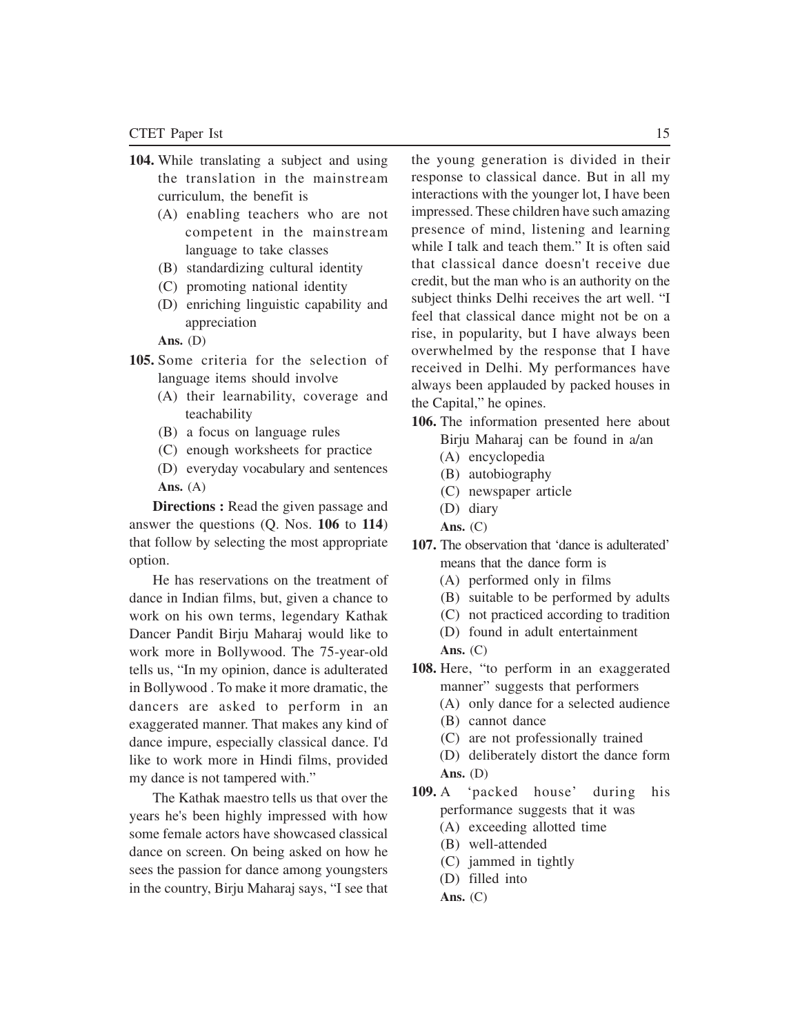**104.** While translating a subject and using the translation in the mainstream curriculum, the benefit is

(A) enabling teachers who are not competent in the mainstream language to take classes

(B) standardizing cultural identity

(C) promoting national identity

(D) enriching linguistic capability and appreciation

**Ans.** (D)

**105.** Some criteria for the selection of language items should involve

(A) their learnability, coverage and teachability

(B) a focus on language rules

(C) enough worksheets for practice

(D) everyday vocabulary and sentences

**Ans.** (A)

**Directions :** Read the given passage and answer the questions (Q. Nos. **106** to **114**) that follow by selecting the most appropriate option.

He has reservations on the treatment of dance in Indian films, but, given a chance to work on his own terms, legendary Kathak Dancer Pandit Birju Maharaj would like to work more in Bollywood. The 75-year-old tells us, "In my opinion, dance is adulterated in Bollywood . To make it more dramatic, the dancers are asked to perform in an exaggerated manner. That makes any kind of dance impure, especially classical dance. I'd like to work more in Hindi films, provided my dance is not tampered with."

The Kathak maestro tells us that over the years he's been highly impressed with how some female actors have showcased classical dance on screen. On being asked on how he sees the passion for dance among youngsters in the country, Birju Maharaj says, "I see that the young generation is divided in their response to classical dance. But in all my interactions with the younger lot, I have been impressed. These children have such amazing presence of mind, listening and learning while I talk and teach them." It is often said that classical dance doesn't receive due credit, but the man who is an authority on the subject thinks Delhi receives the art well. "I feel that classical dance might not be on a rise, in popularity, but I have always been overwhelmed by the response that I have received in Delhi. My performances have always been applauded by packed houses in the Capital," he opines.

**106.** The information presented here about Birju Maharaj can be found in a/an

(A) encyclopedia

(B) autobiography

(C) newspaper article

(D) diary

**Ans.** (C)

**107.** The observation that 'dance is adulterated' means that the dance form is

(A) performed only in films

(B) suitable to be performed by adults

(C) not practiced according to tradition

(D) found in adult entertainment

**Ans.** (C)

**108.** Here, "to perform in an exaggerated manner" suggests that performers

(A) only dance for a selected audience

(B) cannot dance

(C) are not professionally trained

(D) deliberately distort the dance form

**Ans.** (D)

**109.** A 'packed house' during his performance suggests that it was

(A) exceeding allotted time

(B) well-attended

(C) jammed in tightly

(D) filled into

**Ans.** (C)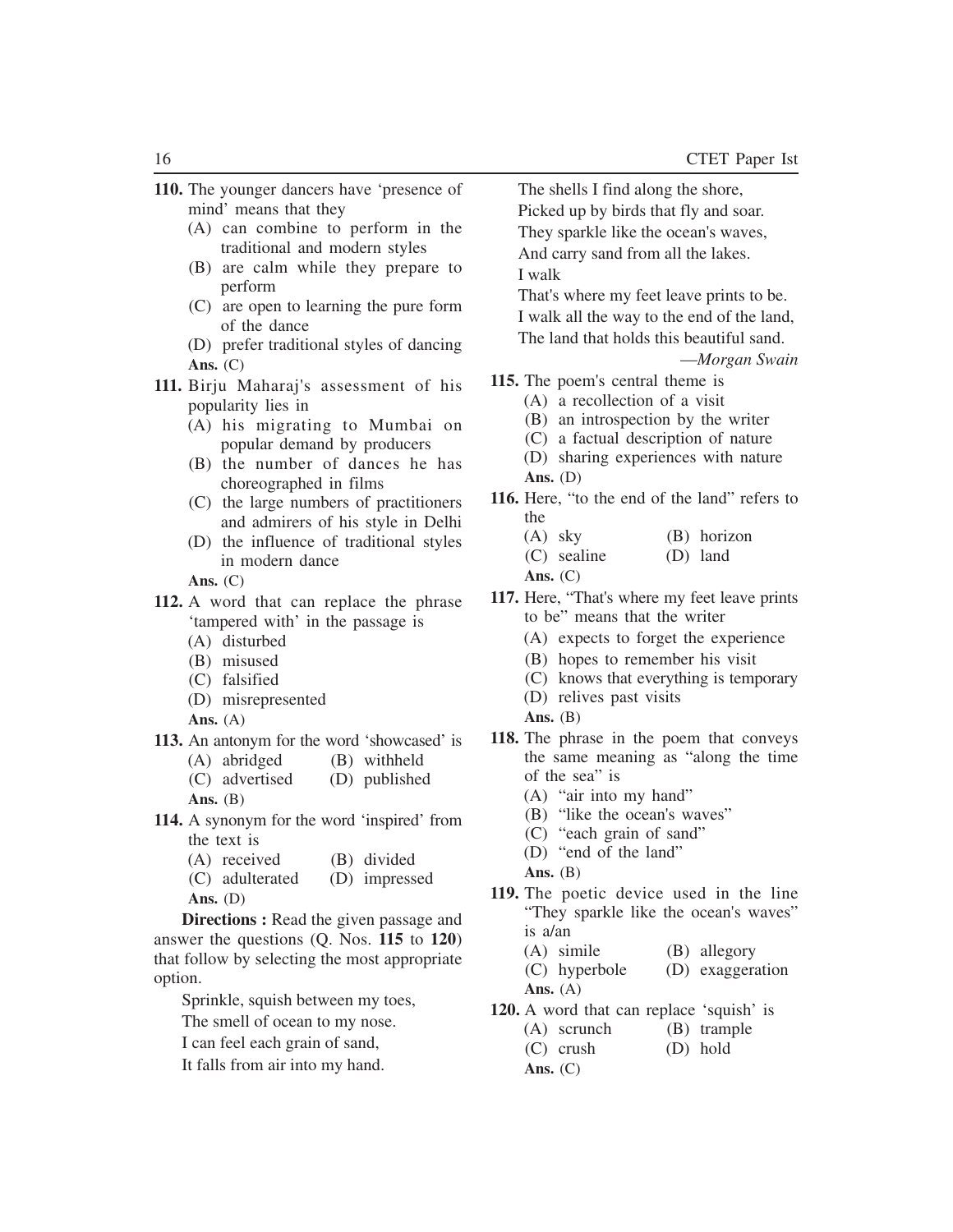**110.** The younger dancers have 'presence of mind' means that they

(A) can combine to perform in the traditional and modern styles

(B) are calm while they prepare to perform

(C) are open to learning the pure form of the dance

(D) prefer traditional styles of dancing

**Ans.** (C)

**111.** Birju Maharaj's assessment of his popularity lies in

(A) his migrating to Mumbai on popular demand by producers

(B) the number of dances he has choreographed in films

(C) the large numbers of practitioners and admirers of his style in Delhi

(D) the influence of traditional styles in modern dance

**Ans.** (C)

**112.** A word that can replace the phrase 'tampered with' in the passage is

(A) disturbed

(B) misused

(C) falsified

(D) misrepresented

**Ans.** (A)

**113.** An antonym for the word 'showcased' is

(A) abridged (B) withheld

(C) advertised (D) published

**Ans.** (B)

**114.** A synonym for the word 'inspired' from the text is

(A) received (B) divided

(C) adulterated (D) impressed

**Ans.** (D)

**Directions :** Read the given passage and answer the questions (Q. Nos. **115** to **120**) that follow by selecting the most appropriate option.

Sprinkle, squish between my toes,
The smell of ocean to my nose.
I can feel each grain of sand,
It falls from air into my hand.
The shells I find along the shore,
Picked up by birds that fly and soar.
They sparkle like the ocean's waves,
And carry sand from all the lakes.
I walk
That's where my feet leave prints to be.
I walk all the way to the end of the land,
The land that holds this beautiful sand.

*—Morgan Swain*

**115.** The poem's central theme is

(A) a recollection of a visit

(B) an introspection by the writer

(C) a factual description of nature

(D) sharing experiences with nature

**Ans.** (D)

**116.** Here, "to the end of the land" refers to the

(A) sky (B) horizon

(C) sealine (D) land

**Ans.** (C)

**117.** Here, "That's where my feet leave prints to be" means that the writer

(A) expects to forget the experience

(B) hopes to remember his visit

(C) knows that everything is temporary

(D) relives past visits

**Ans.** (B)

**118.** The phrase in the poem that conveys the same meaning as "along the time of the sea" is

(A) "air into my hand"

(B) "like the ocean's waves"

(C) "each grain of sand"

(D) "end of the land"

**Ans.** (B)

**119.** The poetic device used in the line "They sparkle like the ocean's waves" is a/an

(A) simile (B) allegory

(C) hyperbole (D) exaggeration

**Ans.** (A)

**120.** A word that can replace 'squish' is

(A) scrunch (B) trample

(C) crush (D) hold

**Ans.** (C)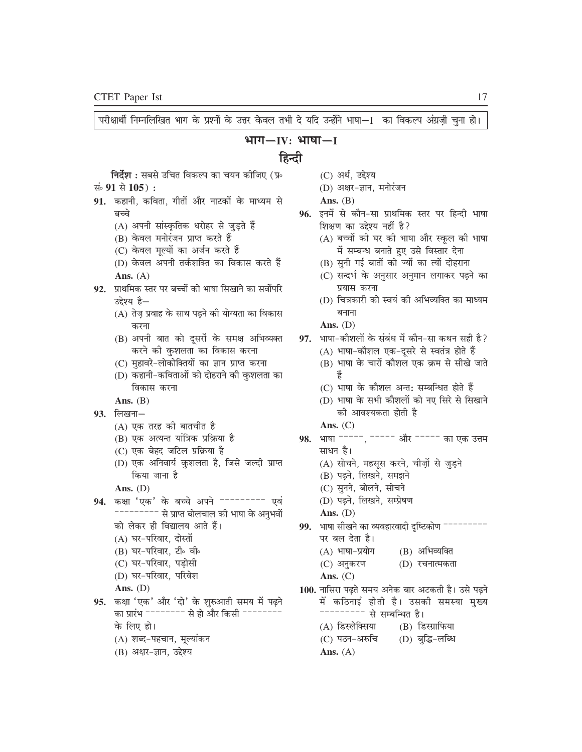परीक्षार्थी निम्नलिखित भाग के प्रश्नों के उत्तर केवल तभी दे यदि उन्होंने भाषा—I का विकल्प अंग्रेज़ी चुना हो।

# भाग—IV: भाषा—I

## हिन्दी

**निर्देश :** सबसे उचित विकल्प का चयन कीजिए (प्र॰ सं॰ **91** से **105**) :

**91.** कहानी, कविता, गीतों और नाटकों के माध्यम से बच्चे

(A) अपनी सांस्कृतिक धरोहर से जुड़ते हैं
(B) केवल मनोरंजन प्राप्त करते हैं
(C) केवल मूल्यों का अर्जन करते हैं
(D) केवल अपनी तर्कशक्ति का विकास करते हैं

**Ans.** (A)

**92.** प्राथमिक स्तर पर बच्चों को भाषा सिखाने का सर्वोपरि उद्देश्य है—

(A) तेज़ प्रवाह के साथ पढ़ने की योग्यता का विकास करना
(B) अपनी बात को दूसरों के समक्ष अभिव्यक्त करने की कुशलता का विकास करना
(C) मुहावरे-लोकोक्तियों का ज्ञान प्राप्त करना
(D) कहानी-कविताओं को दोहराने की कुशलता का विकास करना

**Ans.** (B)

**93.** लिखना—

(A) एक तरह की बातचीत है
(B) एक अत्यन्त यांत्रिक प्रक्रिया है
(C) एक बेहद जटिल प्रक्रिया है
(D) एक अनिवार्य कुशलता है, जिसे जल्दी प्राप्त किया जाना है

**Ans.** (D)

**94.** कक्षा 'एक' के बच्चे अपने --------- एवं --------- से प्राप्त बोलचाल की भाषा के अनुभवों को लेकर ही विद्यालय आते हैं।

(A) घर-परिवार, दोस्तों
(B) घर-परिवार, टी॰ वी॰
(C) घर-परिवार, पड़ोसी
(D) घर-परिवार, परिवेश

**Ans.** (D)

**95.** कक्षा 'एक' और 'दो' के शुरुआती समय में पढ़ने का प्रारंभ -------- से हो और किसी -------- के लिए हो।

(A) शब्द-पहचान, मूल्यांकन
(B) अक्षर-ज्ञान, उद्देश्य
(C) अर्थ, उद्देश्य
(D) अक्षर-ज्ञान, मनोरंजन

**Ans.** (B)

**96.** इनमें से कौन-सा प्राथमिक स्तर पर हिन्दी भाषा शिक्षण का उद्देश्य नहीं है?

(A) बच्चों की घर की भाषा और स्कूल की भाषा में सम्बन्ध बनाते हुए उसे विस्तार देना
(B) सुनी गई बातों को ज्यों का त्यों दोहराना
(C) सन्दर्भ के अनुसार अनुमान लगाकर पढ़ने का प्रयास करना
(D) चित्रकारी को स्वयं की अभिव्यक्ति का माध्यम बनाना

**Ans.** (D)

**97.** भाषा-कौशलों के संबंध में कौन-सा कथन सही है?

(A) भाषा-कौशल एक-दूसरे से स्वतंत्र होते हैं
(B) भाषा के चारों कौशल एक क्रम से सीखे जाते हैं
(C) भाषा के कौशल अन्त: सम्बन्धित होते हैं
(D) भाषा के सभी कौशलों को नए सिरे से सिखाने की आवश्यकता होती है

**Ans.** (C)

**98.** भाषा -----, ----- और ----- का एक उत्तम साधन है।

(A) सोचने, महसूस करने, चीज़ों से जुड़ने
(B) पढ़ने, लिखने, समझने
(C) सुनने, बोलने, सोचने
(D) पढ़ने, लिखने, सम्प्रेषण

**Ans.** (D)

**99.** भाषा सीखने का व्यवहारवादी दृष्टिकोण --------- पर बल देता है।

(A) भाषा-प्रयोग
(B) अभिव्यक्ति
(C) अनुकरण
(D) रचनात्मकता

**Ans.** (C)

**100.** नासिरा पढ़ते समय अनेक बार अटकती है। उसे पढ़ने में कठिनाई होती है। उसकी समस्या मुख्य --------- से सम्बन्धित है।

(A) डिस्लेक्सिया
(B) डिस्ग्राफिया
(C) पठन-अरुचि
(D) बुद्धि-लब्धि

**Ans.** (A)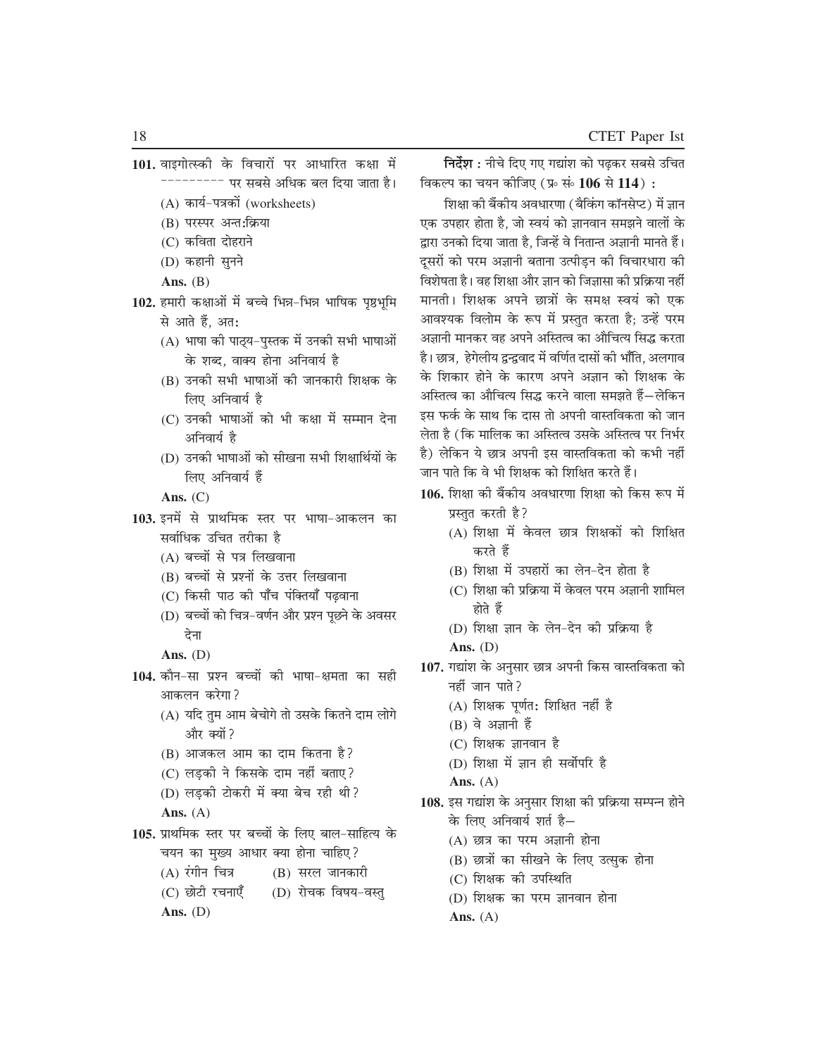**101.** वाइगोत्स्की के विचारों पर आधारित कक्षा में --------- पर सबसे अधिक बल दिया जाता है।

(A) कार्य-पत्रकों (worksheets)

(B) परस्पर अन्त:क्रिया

(C) कविता दोहराने

(D) कहानी सुनने

**Ans.** (B)

**102.** हमारी कक्षाओं में बच्चे भिन्न-भिन्न भाषिक पृष्ठभूमि से आते हैं, अत:

(A) भाषा की पाठ्य-पुस्तक में उनकी सभी भाषाओं के शब्द, वाक्य होना अनिवार्य है

(B) उनकी सभी भाषाओं की जानकारी शिक्षक के लिए अनिवार्य है

(C) उनकी भाषाओं को भी कक्षा में सम्मान देना अनिवार्य है

(D) उनकी भाषाओं को सीखना सभी शिक्षार्थियों के लिए अनिवार्य हैं

**Ans.** (C)

**103.** इनमें से प्राथमिक स्तर पर भाषा-आकलन का सर्वाधिक उचित तरीका है

(A) बच्चों से पत्र लिखवाना

(B) बच्चों से प्रश्नों के उत्तर लिखवाना

(C) किसी पाठ की पाँच पंक्तियाँ पढ़वाना

(D) बच्चों को चित्र-वर्णन और प्रश्न पूछने के अवसर देना

**Ans.** (D)

**104.** कौन-सा प्रश्न बच्चों की भाषा-क्षमता का सही आकलन करेगा?

(A) यदि तुम आम बेचोगे तो उसके कितने दाम लोगे और क्यों?

(B) आजकल आम का दाम कितना है?

(C) लड़की ने किसके दाम नहीं बताए?

(D) लड़की टोकरी में क्या बेच रही थी?

**Ans.** (A)

**105.** प्राथमिक स्तर पर बच्चों के लिए बाल-साहित्य के चयन का मुख्य आधार क्या होना चाहिए?

(A) रंगीन चित्र (B) सरल जानकारी

(C) छोटी रचनाएँ (D) रोचक विषय-वस्तु

**Ans.** (D)

**निर्देश :** नीचे दिए गए गद्यांश को पढ़कर सबसे उचित विकल्प का चयन कीजिए (प्र॰ सं॰ **106** से **114**) :

शिक्षा की बैंकीय अवधारणा (बैंकिंग कॉनसेप्ट) में ज्ञान एक उपहार होता है, जो स्वयं को ज्ञानवान समझने वालों के द्वारा उनको दिया जाता है, जिन्हें वे नितान्त अज्ञानी मानते हैं। दूसरों को परम अज्ञानी बताना उत्पीड़न की विचारधारा की विशेषता है। वह शिक्षा और ज्ञान को जिज्ञासा की प्रक्रिया नहीं मानती। शिक्षक अपने छात्रों के समक्ष स्वयं को एक आवश्यक विलोम के रूप में प्रस्तुत करता है; उन्हें परम अज्ञानी मानकर वह अपने अस्तित्व का औचित्य सिद्ध करता है। छात्र, हेगेलीय द्वन्द्ववाद में वर्णित दासों की भाँति, अलगाव के शिकार होने के कारण अपने अज्ञान को शिक्षक के अस्तित्व का औचित्य सिद्ध करने वाला समझते हैं—लेकिन इस फर्क के साथ कि दास तो अपनी वास्तविकता को जान लेता है (कि मालिक का अस्तित्व उसके अस्तित्व पर निर्भर है) लेकिन ये छात्र अपनी इस वास्तविकता को कभी नहीं जान पाते कि वे भी शिक्षक को शिक्षित करते हैं।

**106.** शिक्षा की बैंकीय अवधारणा शिक्षा को किस रूप में प्रस्तुत करती है?

(A) शिक्षा में केवल छात्र शिक्षकों को शिक्षित करते हैं

(B) शिक्षा में उपहारों का लेन-देन होता है

(C) शिक्षा की प्रक्रिया में केवल परम अज्ञानी शामिल होते हैं

(D) शिक्षा ज्ञान के लेन-देन की प्रक्रिया है

**Ans.** (D)

**107.** गद्यांश के अनुसार छात्र अपनी किस वास्तविकता को नहीं जान पाते?

(A) शिक्षक पूर्णत: शिक्षित नहीं है

(B) वे अज्ञानी हैं

(C) शिक्षक ज्ञानवान है

(D) शिक्षा में ज्ञान ही सर्वोपरि है

**Ans.** (A)

**108.** इस गद्यांश के अनुसार शिक्षा की प्रक्रिया सम्पन्न होने के लिए अनिवार्य शर्त है—

(A) छात्र का परम अज्ञानी होना

(B) छात्रों का सीखने के लिए उत्सुक होना

(C) शिक्षक की उपस्थिति

(D) शिक्षक का परम ज्ञानवान होना

**Ans.** (A)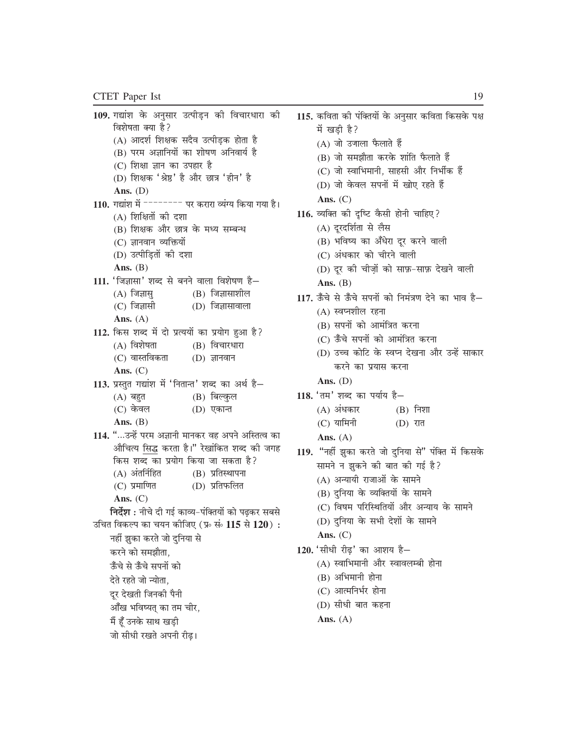**109.** गद्यांश के अनुसार उत्पीड़न की विचारधारा की विशेषता क्या है?

(A) आदर्श शिक्षक सदैव उत्पीड़क होता है
(B) परम अज्ञानियों का शोषण अनिवार्य है
(C) शिक्षा ज्ञान का उपहार है
(D) शिक्षक 'श्रेष्ठ' है और छात्र 'हीन' है

**Ans.** (D)

**110.** गद्यांश में -------- पर करारा व्यंग्य किया गया है।

(A) शिक्षितों की दशा
(B) शिक्षक और छात्र के मध्य सम्बन्ध
(C) ज्ञानवान व्यक्तियों
(D) उत्पीड़ितों की दशा

**Ans.** (B)

**111.** 'जिज्ञासा' शब्द से बनने वाला विशेषण है–

(A) जिज्ञासु (B) जिज्ञासाशील
(C) जिज्ञासी (D) जिज्ञासावाला

**Ans.** (A)

**112.** किस शब्द में दो प्रत्ययों का प्रयोग हुआ है?

(A) विशेषता (B) विचारधारा
(C) वास्तविकता (D) ज्ञानवान

**Ans.** (C)

**113.** प्रस्तुत गद्यांश में 'नितान्त' शब्द का अर्थ है–

(A) बहुत (B) बिल्कुल
(C) केवल (D) एकान्त

**Ans.** (B)

**114.** "...उन्हें परम अज्ञानी मानकर वह अपने अस्तित्व का औचित्य सिद्ध करता है।" रेखांकित शब्द की जगह किस शब्द का प्रयोग किया जा सकता है?

(A) अंतर्निहित (B) प्रतिस्थापना
(C) प्रमाणित (D) प्रतिफलित

**Ans.** (C)

**निर्देश :** नीचे दी गई काव्य-पंक्तियों को पढ़कर सबसे उचित विकल्प का चयन कीजिए (प्र॰ सं॰ **115** से **120**) :

नहीं झुका करते जो दुनिया से
करने को समझौता,
ऊँचे से ऊँचे सपनों को
देते रहते जो न्योता,
दूर देखती जिनकी पैनी
आँख भविष्यत् का तम चीर,
मैं हूँ उनके साथ खड़ी
जो सीधी रखते अपनी रीढ़।

**115.** कविता की पंक्तियों के अनुसार कविता किसके पक्ष में खड़ी है?

(A) जो उजाला फैलाते हैं
(B) जो समझौता करके शांति फैलाते हैं
(C) जो स्वाभिमानी, साहसी और निर्भीक हैं
(D) जो केवल सपनों में खोए रहते हैं

**Ans.** (C)

**116.** व्यक्ति की दृष्टि कैसी होनी चाहिए?

(A) दूरदर्शिता से लैस
(B) भविष्य का अँधेरा दूर करने वाली
(C) अंधकार को चीरने वाली
(D) दूर की चीज़ों को साफ़-साफ़ देखने वाली

**Ans.** (B)

**117.** ऊँचे से ऊँचे सपनों को निमंत्रण देने का भाव है–

(A) स्वप्नशील रहना
(B) सपनों को आमंत्रित करना
(C) ऊँचे सपनों को आमंत्रित करना
(D) उच्च कोटि के स्वप्न देखना और उन्हें साकार करने का प्रयास करना

**Ans.** (D)

**118.** 'तम' शब्द का पर्याय है–

(A) अंधकार (B) निशा
(C) यामिनी (D) रात

**Ans.** (A)

**119.** "नहीं झुका करते जो दुनिया से" पंक्ति में किसके सामने न झुकने की बात की गई है?

(A) अन्यायी राजाओं के सामने
(B) दुनिया के व्यक्तियों के सामने
(C) विषम परिस्थितियों और अन्याय के सामने
(D) दुनिया के सभी देशों के सामने

**Ans.** (C)

**120.** 'सीधी रीढ़' का आशय है–

(A) स्वाभिमानी और स्वावलम्बी होना
(B) अभिमानी होना
(C) आत्मनिर्भर होना
(D) सीधी बात कहना

**Ans.** (A)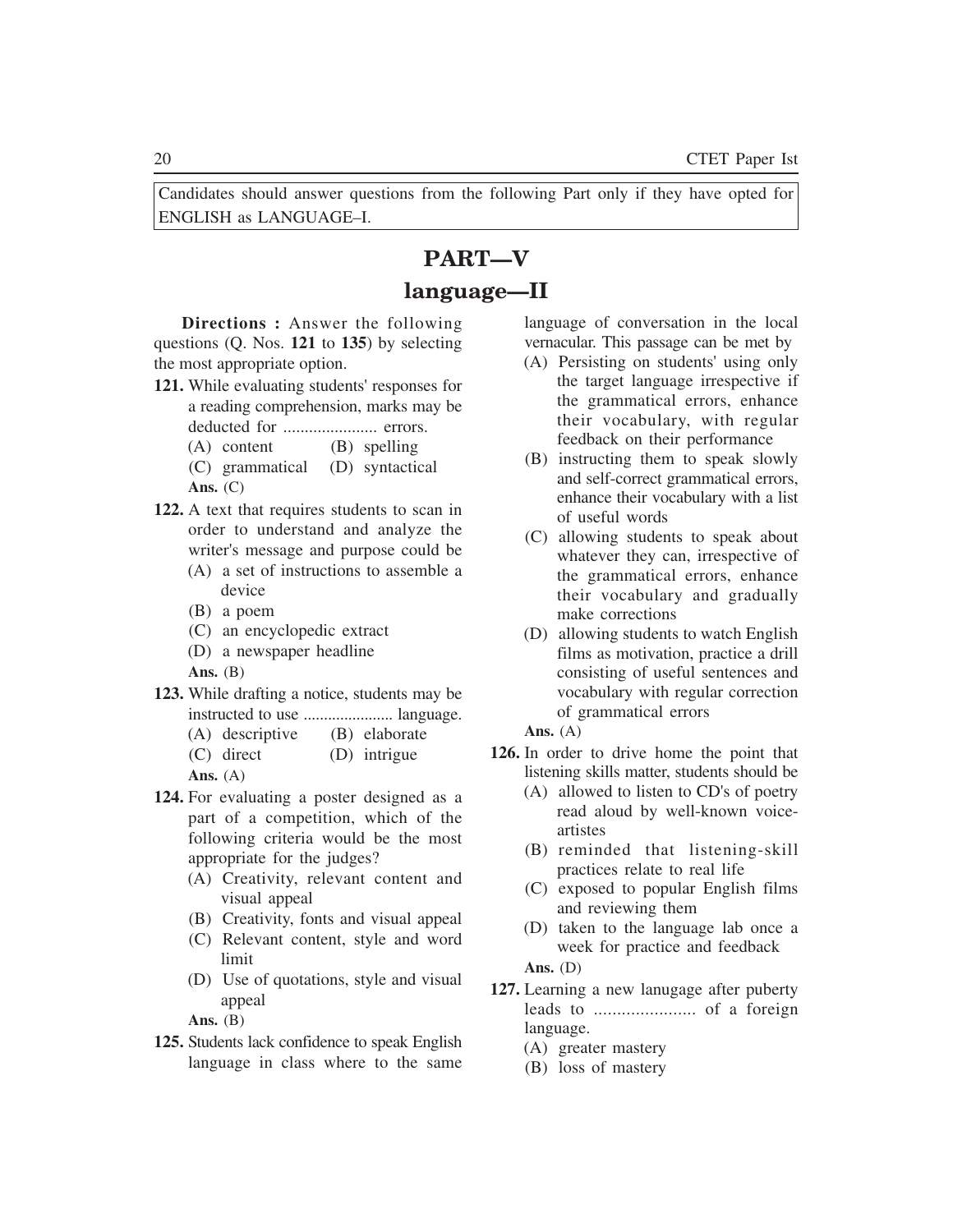Candidates should answer questions from the following Part only if they have opted for ENGLISH as LANGUAGE–I.

# PART—V

## language—II

**Directions :** Answer the following questions (Q. Nos. **121** to **135**) by selecting the most appropriate option.

**121.** While evaluating students' responses for a reading comprehension, marks may be deducted for ...................... errors.

(A) content (B) spelling

(C) grammatical (D) syntactical

**Ans.** (C)

**122.** A text that requires students to scan in order to understand and analyze the writer's message and purpose could be

(A) a set of instructions to assemble a device

(B) a poem

(C) an encyclopedic extract

(D) a newspaper headline

**Ans.** (B)

**123.** While drafting a notice, students may be instructed to use ...................... language.

(A) descriptive (B) elaborate

(C) direct (D) intrigue

**Ans.** (A)

**124.** For evaluating a poster designed as a part of a competition, which of the following criteria would be the most appropriate for the judges?

(A) Creativity, relevant content and visual appeal

(B) Creativity, fonts and visual appeal

(C) Relevant content, style and word limit

(D) Use of quotations, style and visual appeal

**Ans.** (B)

**125.** Students lack confidence to speak English language in class where to the same language of conversation in the local vernacular. This passage can be met by

(A) Persisting on students' using only the target language irrespective if the grammatical errors, enhance their vocabulary, with regular feedback on their performance

(B) instructing them to speak slowly and self-correct grammatical errors, enhance their vocabulary with a list of useful words

(C) allowing students to speak about whatever they can, irrespective of the grammatical errors, enhance their vocabulary and gradually make corrections

(D) allowing students to watch English films as motivation, practice a drill consisting of useful sentences and vocabulary with regular correction of grammatical errors

**Ans.** (A)

**126.** In order to drive home the point that listening skills matter, students should be

(A) allowed to listen to CD's of poetry read aloud by well-known voice-artistes

(B) reminded that listening-skill practices relate to real life

(C) exposed to popular English films and reviewing them

(D) taken to the language lab once a week for practice and feedback

**Ans.** (D)

**127.** Learning a new lanugage after puberty leads to ...................... of a foreign language.

(A) greater mastery

(B) loss of mastery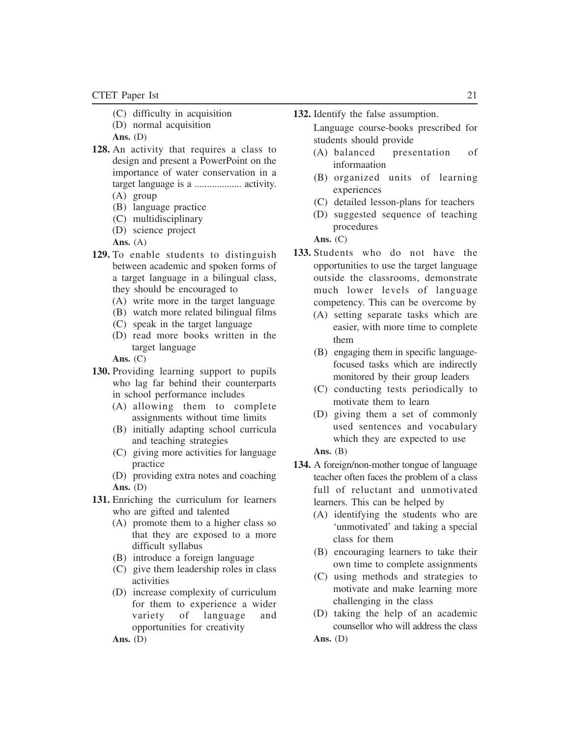(C) difficulty in acquisition

(D) normal acquisition

**Ans.** (D)

**128.** An activity that requires a class to design and present a PowerPoint on the importance of water conservation in a target language is a ................... activity.

(A) group

(B) language practice

(C) multidisciplinary

(D) science project

**Ans.** (A)

**129.** To enable students to distinguish between academic and spoken forms of a target language in a bilingual class, they should be encouraged to

(A) write more in the target language

(B) watch more related bilingual films

(C) speak in the target language

(D) read more books written in the target language

**Ans.** (C)

**130.** Providing learning support to pupils who lag far behind their counterparts in school performance includes

(A) allowing them to complete assignments without time limits

(B) initially adapting school curricula and teaching strategies

(C) giving more activities for language practice

(D) providing extra notes and coaching

**Ans.** (D)

**131.** Enriching the curriculum for learners who are gifted and talented

(A) promote them to a higher class so that they are exposed to a more difficult syllabus

(B) introduce a foreign language

(C) give them leadership roles in class activities

(D) increase complexity of curriculum for them to experience a wider variety of language and opportunities for creativity

**Ans.** (D)

**132.** Identify the false assumption.

Language course-books prescribed for students should provide

(A) balanced presentation of informaation

(B) organized units of learning experiences

(C) detailed lesson-plans for teachers

(D) suggested sequence of teaching procedures

**Ans.** (C)

**133.** Students who do not have the opportunities to use the target language outside the classrooms, demonstrate much lower levels of language competency. This can be overcome by

(A) setting separate tasks which are easier, with more time to complete them

(B) engaging them in specific language-focused tasks which are indirectly monitored by their group leaders

(C) conducting tests periodically to motivate them to learn

(D) giving them a set of commonly used sentences and vocabulary which they are expected to use

**Ans.** (B)

**134.** A foreign/non-mother tongue of language teacher often faces the problem of a class full of reluctant and unmotivated learners. This can be helped by

(A) identifying the students who are 'unmotivated' and taking a special class for them

(B) encouraging learners to take their own time to complete assignments

(C) using methods and strategies to motivate and make learning more challenging in the class

(D) taking the help of an academic counsellor who will address the class

**Ans.** (D)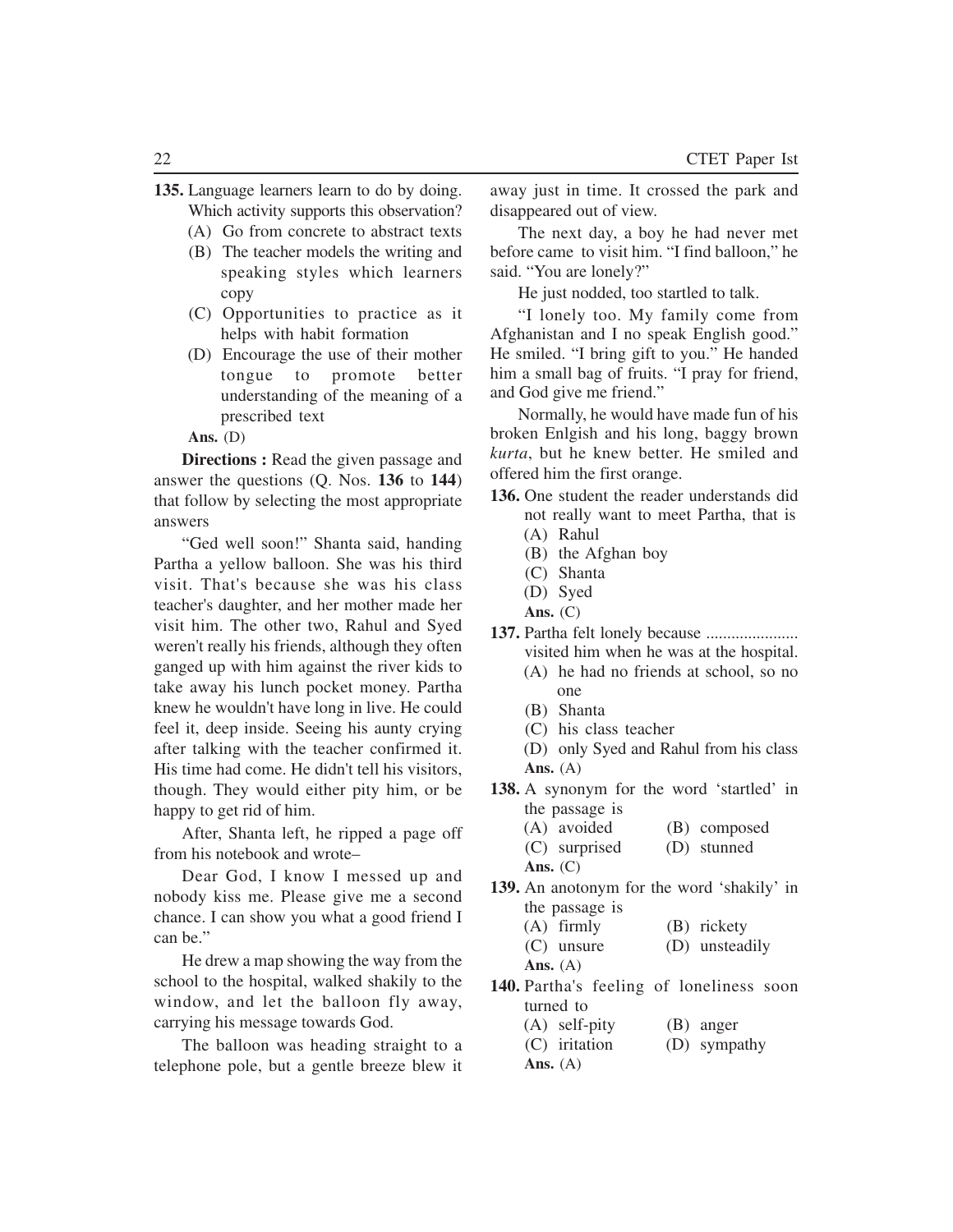**135.** Language learners learn to do by doing. Which activity supports this observation?

(A) Go from concrete to abstract texts

(B) The teacher models the writing and speaking styles which learners copy

(C) Opportunities to practice as it helps with habit formation

(D) Encourage the use of their mother tongue to promote better understanding of the meaning of a prescribed text

**Ans.** (D)

**Directions :** Read the given passage and answer the questions (Q. Nos. **136** to **144**) that follow by selecting the most appropriate answers

"Ged well soon!" Shanta said, handing Partha a yellow balloon. She was his third visit. That's because she was his class teacher's daughter, and her mother made her visit him. The other two, Rahul and Syed weren't really his friends, although they often ganged up with him against the river kids to take away his lunch pocket money. Partha knew he wouldn't have long in live. He could feel it, deep inside. Seeing his aunty crying after talking with the teacher confirmed it. His time had come. He didn't tell his visitors, though. They would either pity him, or be happy to get rid of him.

After, Shanta left, he ripped a page off from his notebook and wrote–

Dear God, I know I messed up and nobody kiss me. Please give me a second chance. I can show you what a good friend I can be."

He drew a map showing the way from the school to the hospital, walked shakily to the window, and let the balloon fly away, carrying his message towards God.

The balloon was heading straight to a telephone pole, but a gentle breeze blew it away just in time. It crossed the park and disappeared out of view.

The next day, a boy he had never met before came to visit him. "I find balloon," he said. "You are lonely?"

He just nodded, too startled to talk.

"I lonely too. My family come from Afghanistan and I no speak English good." He smiled. "I bring gift to you." He handed him a small bag of fruits. "I pray for friend, and God give me friend."

Normally, he would have made fun of his broken Enlgish and his long, baggy brown *kurta*, but he knew better. He smiled and offered him the first orange.

**136.** One student the reader understands did not really want to meet Partha, that is

(A) Rahul

(B) the Afghan boy

(C) Shanta

(D) Syed

**Ans.** (C)

**137.** Partha felt lonely because ...................... visited him when he was at the hospital.

(A) he had no friends at school, so no one

(B) Shanta

(C) his class teacher

(D) only Syed and Rahul from his class

**Ans.** (A)

**138.** A synonym for the word 'startled' in the passage is

(A) avoided (B) composed

(C) surprised (D) stunned

**Ans.** (C)

**139.** An anotonym for the word 'shakily' in the passage is

(A) firmly (B) rickety

(C) unsure (D) unsteadily

**Ans.** (A)

**140.** Partha's feeling of loneliness soon turned to

(A) self-pity (B) anger

(C) iritation (D) sympathy

**Ans.** (A)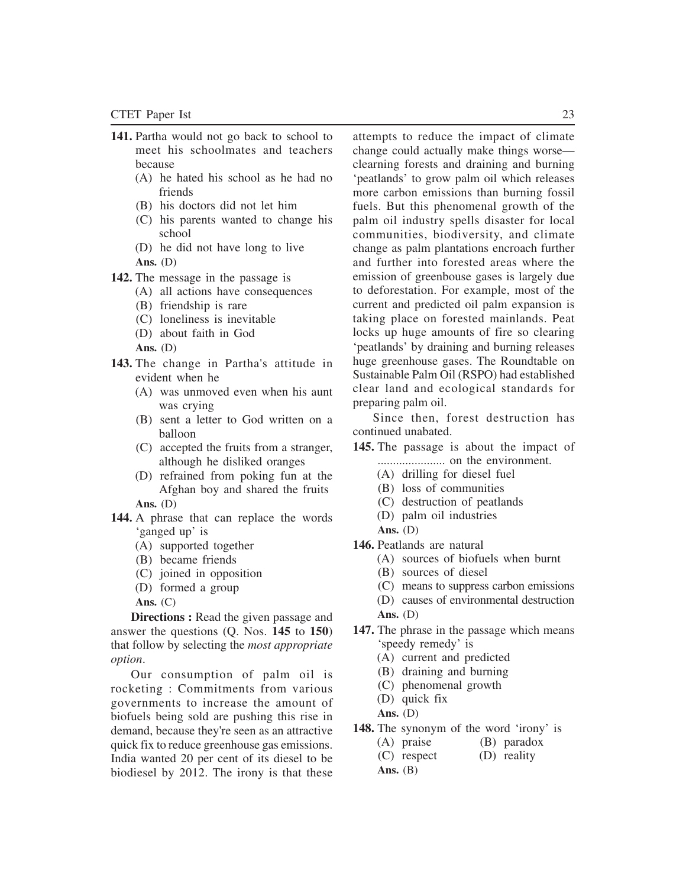**141.** Partha would not go back to school to meet his schoolmates and teachers because

(A) he hated his school as he had no friends
(B) his doctors did not let him
(C) his parents wanted to change his school
(D) he did not have long to live

**Ans.** (D)

**142.** The message in the passage is

(A) all actions have consequences
(B) friendship is rare
(C) loneliness is inevitable
(D) about faith in God

**Ans.** (D)

**143.** The change in Partha's attitude in evident when he

(A) was unmoved even when his aunt was crying
(B) sent a letter to God written on a balloon
(C) accepted the fruits from a stranger, although he disliked oranges
(D) refrained from poking fun at the Afghan boy and shared the fruits

**Ans.** (D)

**144.** A phrase that can replace the words 'ganged up' is

(A) supported together
(B) became friends
(C) joined in opposition
(D) formed a group

**Ans.** (C)

**Directions :** Read the given passage and answer the questions (Q. Nos. **145** to **150**) that follow by selecting the *most appropriate option*.

Our consumption of palm oil is rocketing : Commitments from various governments to increase the amount of biofuels being sold are pushing this rise in demand, because they're seen as an attractive quick fix to reduce greenhouse gas emissions. India wanted 20 per cent of its diesel to be biodiesel by 2012. The irony is that these attempts to reduce the impact of climate change could actually make things worse—clearning forests and draining and burning 'peatlands' to grow palm oil which releases more carbon emissions than burning fossil fuels. But this phenomenal growth of the palm oil industry spells disaster for local communities, biodiversity, and climate change as palm plantations encroach further and further into forested areas where the emission of greenbouse gases is largely due to deforestation. For example, most of the current and predicted oil palm expansion is taking place on forested mainlands. Peat locks up huge amounts of fire so clearing 'peatlands' by draining and burning releases huge greenhouse gases. The Roundtable on Sustainable Palm Oil (RSPO) had established clear land and ecological standards for preparing palm oil.

Since then, forest destruction has continued unabated.

**145.** The passage is about the impact of ..................... on the environment.

(A) drilling for diesel fuel
(B) loss of communities
(C) destruction of peatlands
(D) palm oil industries

**Ans.** (D)

**146.** Peatlands are natural

(A) sources of biofuels when burnt
(B) sources of diesel
(C) means to suppress carbon emissions
(D) causes of environmental destruction

**Ans.** (D)

**147.** The phrase in the passage which means 'speedy remedy' is

(A) current and predicted
(B) draining and burning
(C) phenomenal growth
(D) quick fix

**Ans.** (D)

**148.** The synonym of the word 'irony' is

(A) praise
(B) paradox
(C) respect
(D) reality

**Ans.** (B)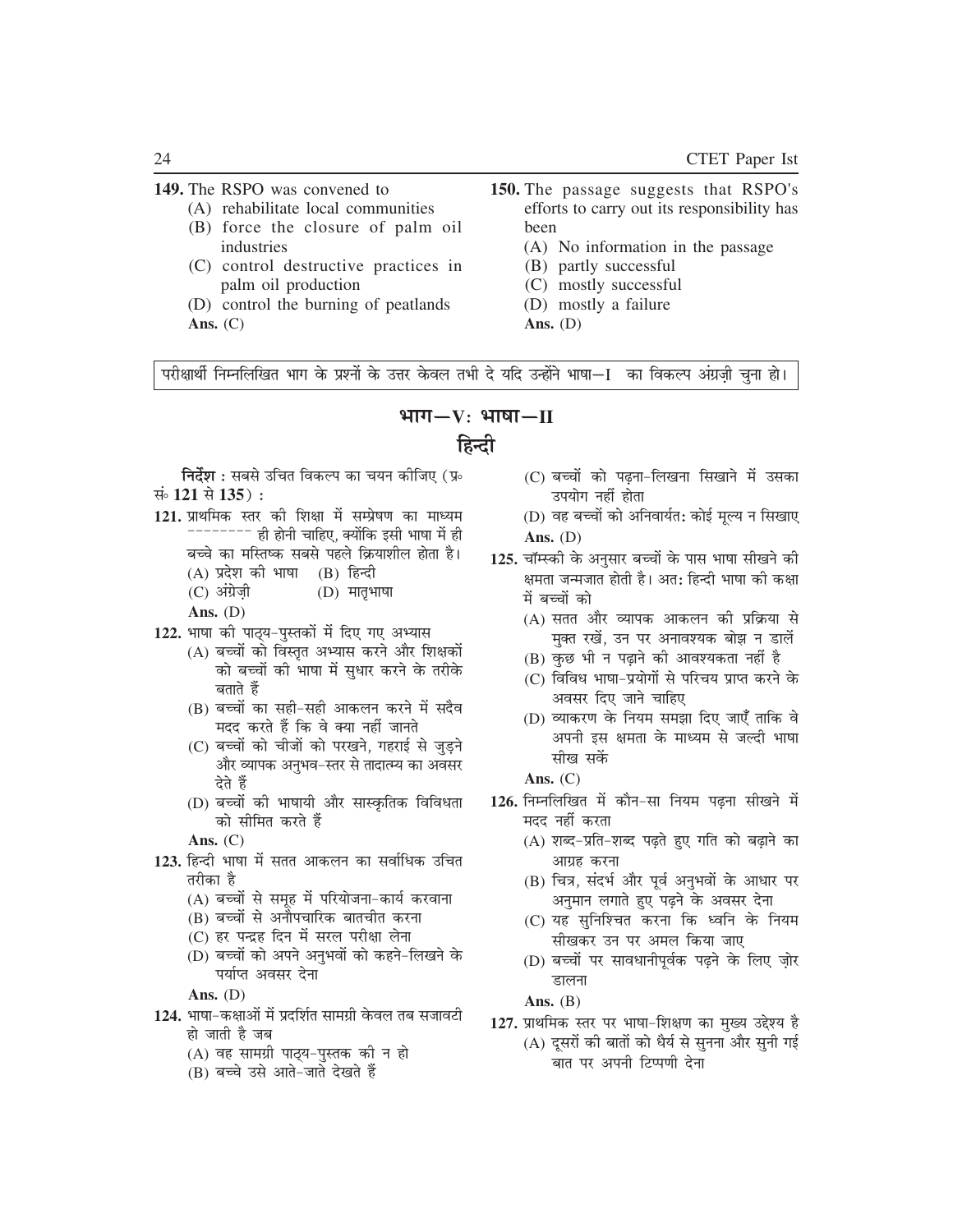**149.** The RSPO was convened to

(A) rehabilitate local communities

(B) force the closure of palm oil industries

(C) control destructive practices in palm oil production

(D) control the burning of peatlands

**Ans.** (C)

**150.** The passage suggests that RSPO's efforts to carry out its responsibility has been

(A) No information in the passage

(B) partly successful

(C) mostly successful

(D) mostly a failure

**Ans.** (D)

परीक्षार्थी निम्नलिखित भाग के प्रश्नों के उत्तर केवल तभी दे यदि उन्होंने भाषा—I का विकल्प अंग्रेज़ी चुना हो।

## भाग—V: भाषा—II

## हिन्दी

**निर्देश** : सबसे उचित विकल्प का चयन कीजिए (प्र॰ सं॰ **121** से **135**) :

**121.** प्राथमिक स्तर की शिक्षा में सम्प्रेषण का माध्यम -------- ही होनी चाहिए, क्योंकि इसी भाषा में ही बच्चे का मस्तिष्क सबसे पहले क्रियाशील होता है।

(A) प्रदेश की भाषा (B) हिन्दी

(C) अंग्रेज़ी (D) मातृभाषा

**Ans.** (D)

**122.** भाषा की पाठ्य-पुस्तकों में दिए गए अभ्यास

(A) बच्चों को विस्तृत अभ्यास करने और शिक्षकों को बच्चों की भाषा में सुधार करने के तरीके बताते हैं

(B) बच्चों का सही-सही आकलन करने में सदैव मदद करते हैं कि वे क्या नहीं जानते

(C) बच्चों को चीजों को परखने, गहराई से जुड़ने और व्यापक अनुभव-स्तर से तादात्म्य का अवसर देते हैं

(D) बच्चों की भाषायी और सांस्कृतिक विविधता को सीमित करते हैं

**Ans.** (C)

**123.** हिन्दी भाषा में सतत आकलन का सर्वाधिक उचित तरीका है

(A) बच्चों से समूह में परियोजना-कार्य करवाना

(B) बच्चों से अनौपचारिक बातचीत करना

(C) हर पन्द्रह दिन में सरल परीक्षा लेना

(D) बच्चों को अपने अनुभवों को कहने-लिखने के पर्याप्त अवसर देना

**Ans.** (D)

**124.** भाषा-कक्षाओं में प्रदर्शित सामग्री केवल तब सजावटी हो जाती है जब

(A) वह सामग्री पाठ्य-पुस्तक की न हो

(B) बच्चे उसे आते-जाते देखते हैं

(C) बच्चों को पढ़ना-लिखना सिखाने में उसका उपयोग नहीं होता

(D) वह बच्चों को अनिवार्यतः कोई मूल्य न सिखाए

**Ans.** (D)

**125.** चॉम्स्की के अनुसार बच्चों के पास भाषा सीखने की क्षमता जन्मजात होती है। अतः हिन्दी भाषा की कक्षा में बच्चों को

(A) सतत और व्यापक आकलन की प्रक्रिया से मुक्त रखें, उन पर अनावश्यक बोझ न डालें

(B) कुछ भी न पढ़ाने की आवश्यकता नहीं है

(C) विविध भाषा-प्रयोगों से परिचय प्राप्त करने के अवसर दिए जाने चाहिए

(D) व्याकरण के नियम समझा दिए जाएँ ताकि वे अपनी इस क्षमता के माध्यम से जल्दी भाषा सीख सकें

**Ans.** (C)

**126.** निम्नलिखित में कौन-सा नियम पढ़ना सीखने में मदद नहीं करता

(A) शब्द-प्रति-शब्द पढ़ते हुए गति को बढ़ाने का आग्रह करना

(B) चित्र, संदर्भ और पूर्व अनुभवों के आधार पर अनुमान लगाते हुए पढ़ने के अवसर देना

(C) यह सुनिश्चित करना कि ध्वनि के नियम सीखकर उन पर अमल किया जाए

(D) बच्चों पर सावधानीपूर्वक पढ़ने के लिए ज़ोर डालना

**Ans.** (B)

**127.** प्राथमिक स्तर पर भाषा-शिक्षण का मुख्य उद्देश्य है

(A) दूसरों की बातों को धैर्य से सुनना और सुनी गई बात पर अपनी टिप्पणी देना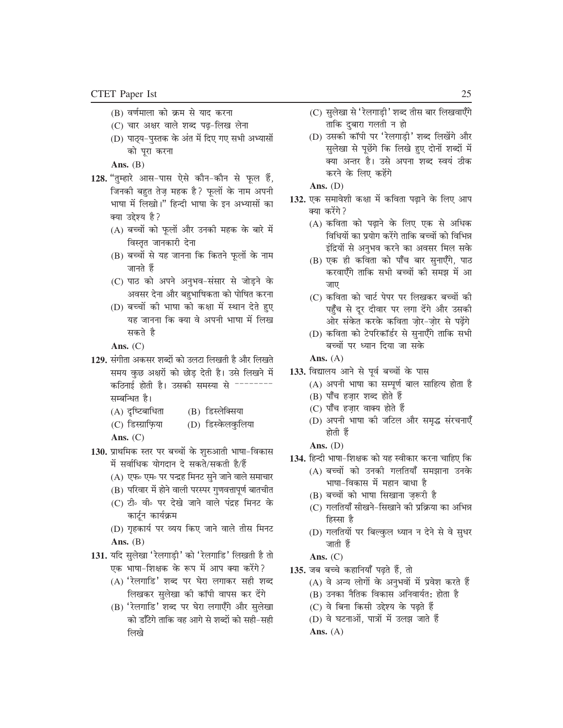(B) वर्णमाला को क्रम से याद करना

(C) चार अक्षर वाले शब्द पढ़-लिख लेना

(D) पाठ्य-पुस्तक के अंत में दिए गए सभी अभ्यासों को पूरा करना

**Ans.** (B)

**128.** "तुम्हारे आस-पास ऐसे कौन-कौन से फूल हैं, जिनकी बहुत तेज़ महक है? फूलों के नाम अपनी भाषा में लिखो।" हिन्दी भाषा के इन अभ्यासों का क्या उद्देश्य है?

(A) बच्चों को फूलों और उनकी महक के बारे में विस्तृत जानकारी देना

(B) बच्चों से यह जानना कि कितने फूलों के नाम जानते हैं

(C) पाठ को अपने अनुभव-संसार से जोड़ने के अवसर देना और बहुभाषिकता को पोषित करना

(D) बच्चों की भाषा को कक्षा में स्थान देते हुए यह जानना कि क्या वे अपनी भाषा में लिख सकते है

**Ans.** (C)

**129.** संगीता अकसर शब्दों को उलटा लिखती है और लिखते समय कुछ अक्षरों को छोड़ देती है। उसे लिखने में कठिनाई होती है। उसकी समस्या से -------- सम्बन्धित है।

(A) दृष्टिबाधिता

(B) डिस्लेक्सिया

(C) डिस्ग्राफ़िया

(D) डिस्केलकुलिया

**Ans.** (C)

**130.** प्राथमिक स्तर पर बच्चों के शुरुआती भाषा-विकास में सर्वाधिक योगदान दे सकते/सकती है/हैं

(A) एफ० एम० पर पन्द्रह मिनट सुने जाने वाले समाचार

(B) परिवार में होने वाली परस्पर गुणवत्तापूर्ण बातचीत

(C) टी० वी० पर देखे जाने वाले पंद्रह मिनट के कार्टून कार्यक्रम

(D) गृहकार्य पर व्यय किए जाने वाले तीस मिनट

**Ans.** (B)

**131.** यदि सुलेखा 'रेलगाड़ी' को 'रेलगाडि' लिखती है तो एक भाषा-शिक्षक के रूप में आप क्या करेंगे?

(A) 'रेलगाडि' शब्द पर घेरा लगाकर सही शब्द लिखकर सुलेखा की कॉपी वापस कर देंगे

(B) 'रेलगाडि' शब्द पर घेरा लगाएँगे और सुलेखा को डाँटेंगे ताकि वह आगे से शब्दों को सही-सही लिखे

(C) सुलेखा से 'रेलगाड़ी' शब्द तीस बार लिखवाएँगे ताकि दुबारा गलती न हो

(D) उसकी कॉपी पर 'रेलगाड़ी' शब्द लिखेंगे और सुलेखा से पूछेंगे कि लिखे हुए दोनों शब्दों में क्या अन्तर है। उसे अपना शब्द स्वयं ठीक करने के लिए कहेंगे

**Ans.** (D)

**132.** एक समावेशी कक्षा में कविता पढ़ाने के लिए आप क्या करेंगे?

(A) कविता को पढ़ाने के लिए एक से अधिक विधियों का प्रयोग करेंगे ताकि बच्चों को विभिन्न इंद्रियों से अनुभव करने का अवसर मिल सके

(B) एक ही कविता को पाँच बार सुनाएँगे, पाठ करवाएँगे ताकि सभी बच्चों की समझ में आ जाए

(C) कविता को चार्ट पेपर पर लिखकर बच्चों की पहुँच से दूर दीवार पर लगा देंगे और उसकी ओर संकेत करके कविता ज़ोर-ज़ोर से पढ़ेंगे

(D) कविता को टेपरिकॉर्डर से सुनाएँगे ताकि सभी बच्चों पर ध्यान दिया जा सके

**Ans.** (A)

**133.** विद्यालय आने से पूर्व बच्चों के पास

(A) अपनी भाषा का सम्पूर्ण बाल साहित्य होता है

(B) पाँच हज़ार शब्द होते हैं

(C) पाँच हज़ार वाक्य होते हैं

(D) अपनी भाषा की जटिल और समृद्ध संरचनाएँ होती हैं

**Ans.** (D)

**134.** हिन्दी भाषा-शिक्षक को यह स्वीकार करना चाहिए कि

(A) बच्चों को उनकी गलतियाँ समझाना उनके भाषा-विकास में महान बाधा है

(B) बच्चों को भाषा सिखाना ज़रूरी है

(C) गलतियाँ सीखने-सिखाने की प्रक्रिया का अभिन्न हिस्सा है

(D) गलतियों पर बिल्कुल ध्यान न देने से वे सुधर जाती हैं

**Ans.** (C)

**135.** जब बच्चे कहानियाँ पढ़ते हैं, तो

(A) वे अन्य लोगों के अनुभवों में प्रवेश करते हैं

(B) उनका नैतिक विकास अनिवार्यत: होता है

(C) वे बिना किसी उद्देश्य के पढ़ते हैं

(D) वे घटनाओं, पात्रों में उलझ जाते हैं

**Ans.** (A)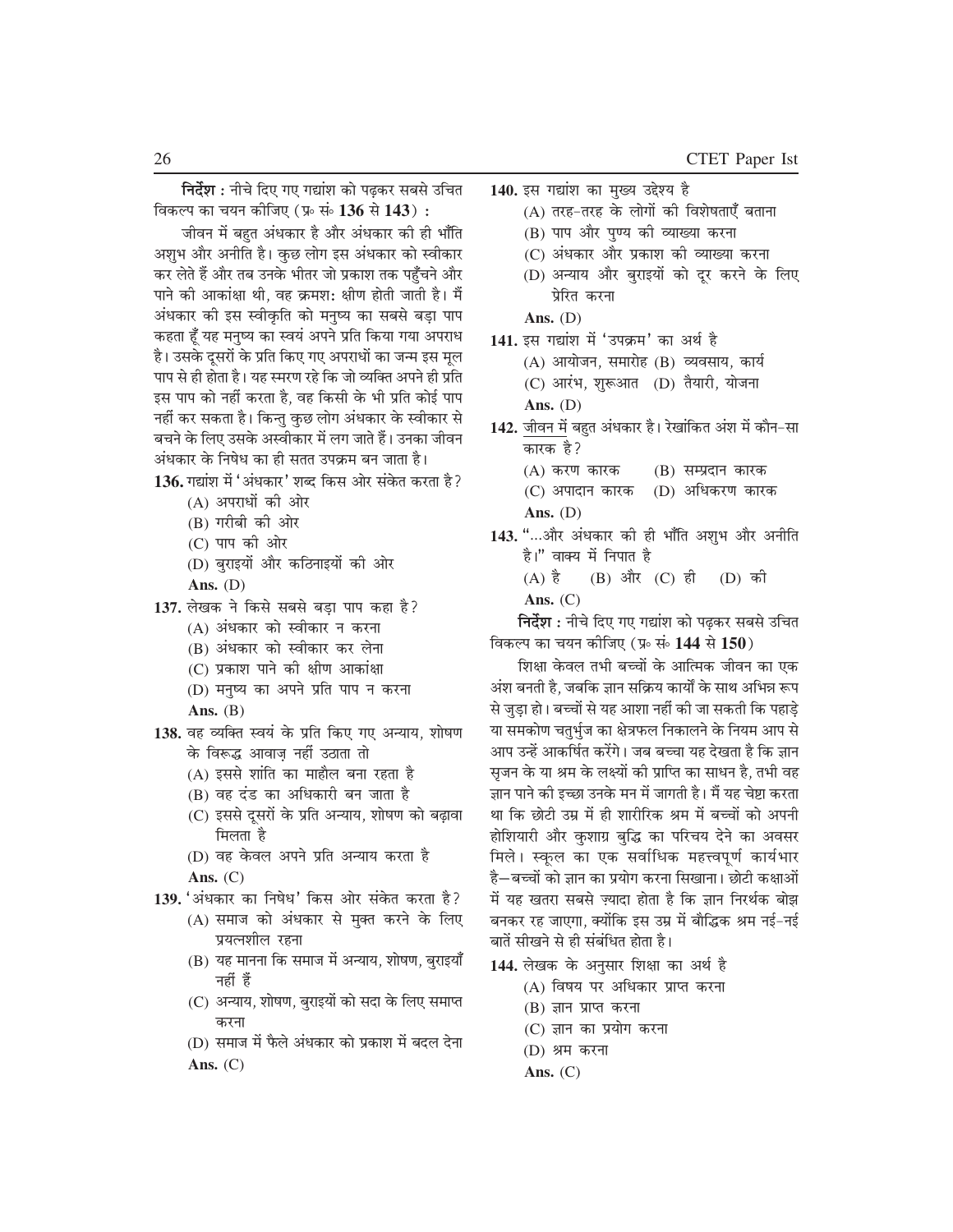**निर्देश :** नीचे दिए गए गद्यांश को पढ़कर सबसे उचित विकल्प का चयन कीजिए (प्र॰ सं॰ **136** से **143**) :

जीवन में बहुत अंधकार है और अंधकार की ही भाँति अशुभ और अनीति है। कुछ लोग इस अंधकार को स्वीकार कर लेते हैं और तब उनके भीतर जो प्रकाश तक पहुँचने और पाने की आकांक्षा थी, वह क्रमशः क्षीण होती जाती है। मैं अंधकार की इस स्वीकृति को मनुष्य का सबसे बड़ा पाप कहता हूँ यह मनुष्य का स्वयं अपने प्रति किया गया अपराध है। उसके दूसरों के प्रति किए गए अपराधों का जन्म इस मूल पाप से ही होता है। यह स्मरण रहे कि जो व्यक्ति अपने ही प्रति इस पाप को नहीं करता है, वह किसी के भी प्रति कोई पाप नहीं कर सकता है। किन्तु कुछ लोग अंधकार के स्वीकार से बचने के लिए उसके अस्वीकार में लग जाते हैं। उनका जीवन अंधकार के निषेध का ही सतत उपक्रम बन जाता है।

**136.** गद्यांश में 'अंधकार' शब्द किस ओर संकेत करता है?

(A) अपराधों की ओर

(B) गरीबी की ओर

(C) पाप की ओर

(D) बुराइयों और कठिनाइयों की ओर

**Ans.** (D)

**137.** लेखक ने किसे सबसे बड़ा पाप कहा है?

(A) अंधकार को स्वीकार न करना

(B) अंधकार को स्वीकार कर लेना

(C) प्रकाश पाने की क्षीण आकांक्षा

(D) मनुष्य का अपने प्रति पाप न करना

**Ans.** (B)

**138.** वह व्यक्ति स्वयं के प्रति किए गए अन्याय, शोषण के विरूद्ध आवाज़ नहीं उठाता तो

(A) इससे शांति का माहौल बना रहता है

(B) वह दंड का अधिकारी बन जाता है

(C) इससे दूसरों के प्रति अन्याय, शोषण को बढ़ावा मिलता है

(D) वह केवल अपने प्रति अन्याय करता है

**Ans.** (C)

**139.** 'अंधकार का निषेध' किस ओर संकेत करता है?

(A) समाज को अंधकार से मुक्त करने के लिए प्रयत्नशील रहना

(B) यह मानना कि समाज में अन्याय, शोषण, बुराइयाँ नहीं हैं

(C) अन्याय, शोषण, बुराइयों को सदा के लिए समाप्त करना

(D) समाज में फैले अंधकार को प्रकाश में बदल देना

**Ans.** (C)

**140.** इस गद्यांश का मुख्य उद्देश्य है

(A) तरह-तरह के लोगों की विशेषताएँ बताना

(B) पाप और पुण्य की व्याख्या करना

(C) अंधकार और प्रकाश की व्याख्या करना

(D) अन्याय और बुराइयों को दूर करने के लिए प्रेरित करना

**Ans.** (D)

**141.** इस गद्यांश में 'उपक्रम' का अर्थ है

(A) आयोजन, समारोह (B) व्यवसाय, कार्य

(C) आरंभ, शुरूआत (D) तैयारी, योजना

**Ans.** (D)

**142.** जीवन में बहुत अंधकार है। रेखांकित अंश में कौन-सा कारक है?

(A) करण कारक (B) सम्प्रदान कारक

(C) अपादान कारक (D) अधिकरण कारक

**Ans.** (D)

**143.** "...और अंधकार की ही भाँति अशुभ और अनीति है।" वाक्य में निपात है

(A) है (B) और (C) ही (D) की

**Ans.** (C)

**निर्देश :** नीचे दिए गए गद्यांश को पढ़कर सबसे उचित विकल्प का चयन कीजिए (प्र॰ सं॰ **144** से **150**)

शिक्षा केवल तभी बच्चों के आत्मिक जीवन का एक अंश बनती है, जबकि ज्ञान सक्रिय कार्यों के साथ अभिन्न रूप से जुड़ा हो। बच्चों से यह आशा नहीं की जा सकती कि पहाड़े या समकोण चतुर्भुज का क्षेत्रफल निकालने के नियम आप से आप उन्हें आकर्षित करेंगे। जब बच्चा यह देखता है कि ज्ञान सृजन के या श्रम के लक्ष्यों की प्राप्ति का साधन है, तभी वह ज्ञान पाने की इच्छा उनके मन में जागती है। मैं यह चेष्टा करता था कि छोटी उम्र में ही शारीरिक श्रम में बच्चों को अपनी होशियारी और कुशाग्र बुद्धि का परिचय देने का अवसर मिले। स्कूल का एक सर्वाधिक महत्त्वपूर्ण कार्यभार है—बच्चों को ज्ञान का प्रयोग करना सिखाना। छोटी कक्षाओं में यह खतरा सबसे ज़्यादा होता है कि ज्ञान निरर्थक बोझ बनकर रह जाएगा, क्योंकि इस उम्र में बौद्धिक श्रम नई-नई बातें सीखने से ही संबंधित होता है।

**144.** लेखक के अनुसार शिक्षा का अर्थ है

(A) विषय पर अधिकार प्राप्त करना

(B) ज्ञान प्राप्त करना

(C) ज्ञान का प्रयोग करना

(D) श्रम करना

**Ans.** (C)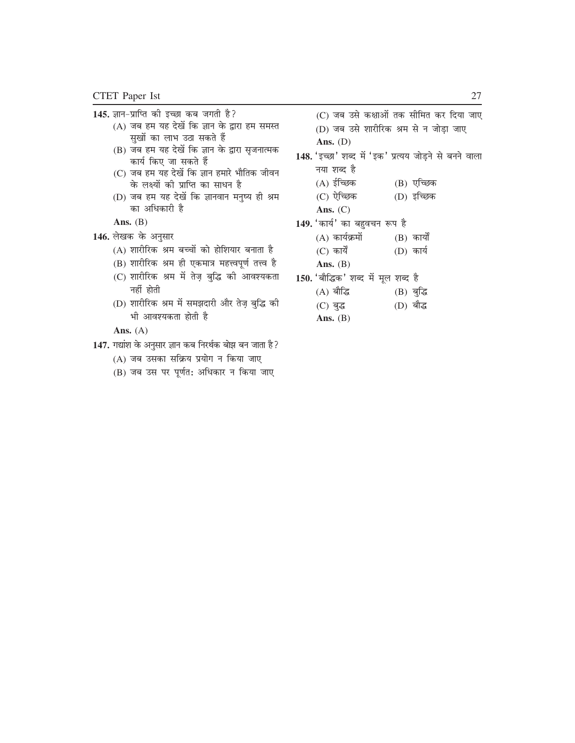**145.** ज्ञान-प्राप्ति की इच्छा कब जगती है?

(A) जब हम यह देखें कि ज्ञान के द्वारा हम समस्त सुखों का लाभ उठा सकते हैं

(B) जब हम यह देखें कि ज्ञान के द्वारा सृजनात्मक कार्य किए जा सकते हैं

(C) जब हम यह देखें कि ज्ञान हमारे भौतिक जीवन के लक्ष्यों की प्राप्ति का साधन है

(D) जब हम यह देखें कि ज्ञानवान मनुष्य ही श्रम का अधिकारी है

**Ans.** (B)

**146.** लेखक के अनुसार

(A) शारीरिक श्रम बच्चों को होशियार बनाता है

(B) शारीरिक श्रम ही एकमात्र महत्त्वपूर्ण तत्त्व है

(C) शारीरिक श्रम में तेज़ बुद्धि की आवश्यकता नहीं होती

(D) शारीरिक श्रम में समझदारी और तेज़ बुद्धि की भी आवश्यकता होती है

**Ans.** (A)

**147.** गद्यांश के अनुसार ज्ञान कब निरर्थक बोझ बन जाता है?

(A) जब उसका सक्रिय प्रयोग न किया जाए

(B) जब उस पर पूर्णत: अधिकार न किया जाए

(C) जब उसे कक्षाओं तक सीमित कर दिया जाए

(D) जब उसे शारीरिक श्रम से न जोड़ा जाए

**Ans.** (D)

**148.** 'इच्छा' शब्द में 'इक' प्रत्यय जोड़ने से बनने वाला नया शब्द है

(A) ईच्छिक (B) एच्छिक

(C) ऐच्छिक (D) इच्छिक

**Ans.** (C)

**149.** 'कार्य' का बहुवचन रूप है

(A) कार्यक्रमों (B) कार्यों

(C) कार्यें (D) कार्य

**Ans.** (B)

**150.** 'बौद्धिक' शब्द में मूल शब्द है

(A) बौद्धि (B) बुद्धि

(C) बुद्ध (D) बौद्ध

**Ans.** (B)